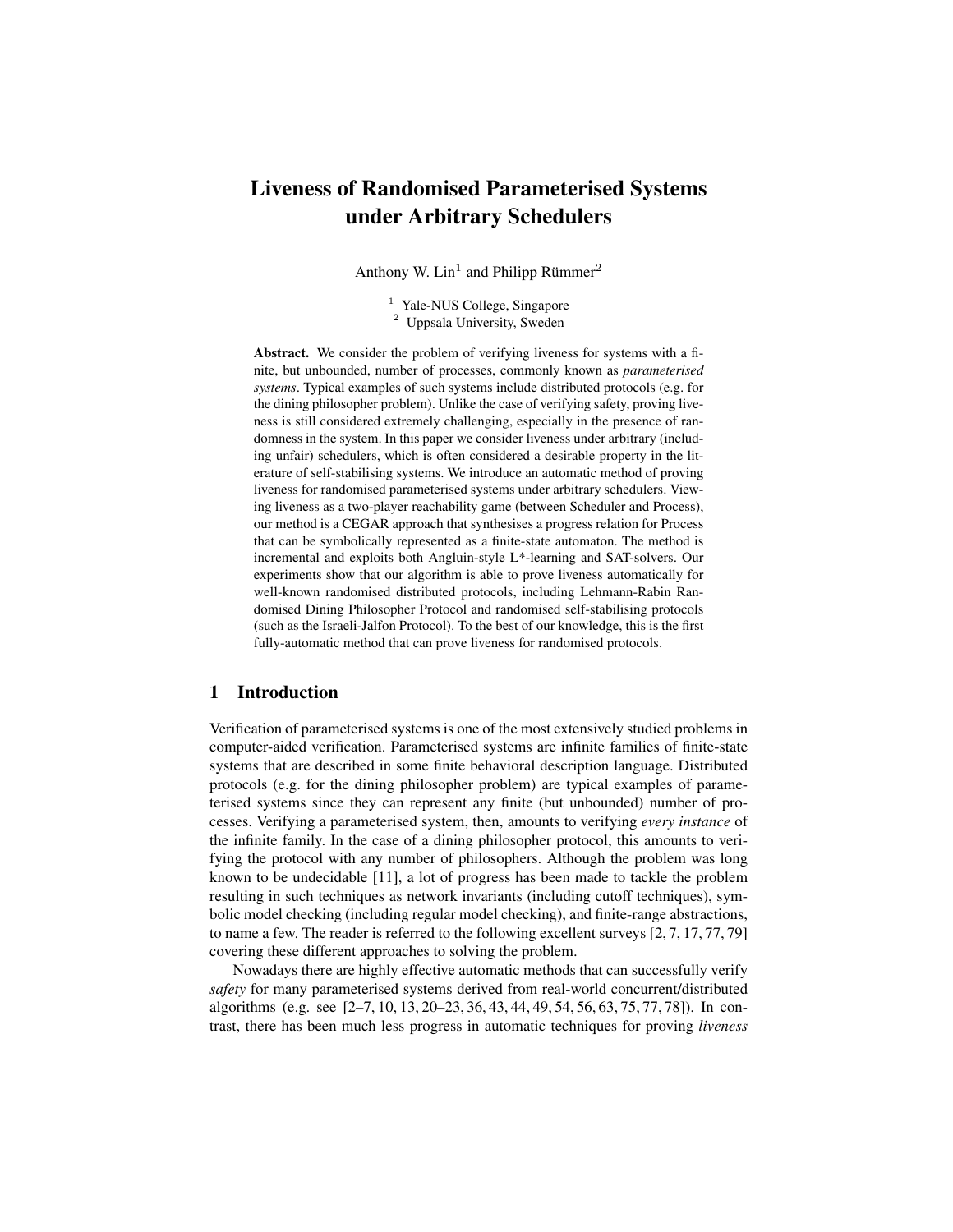# Liveness of Randomised Parameterised Systems under Arbitrary Schedulers

Anthony W. Lin[1] and Philipp Rümmer[2]

[1] Yale-NUS College, Singapore
[2] Uppsala University, Sweden

**Abstract.** We consider the problem of verifying liveness for systems with a finite, but unbounded, number of processes, commonly known as *parameterised systems*. Typical examples of such systems include distributed protocols (e.g. for the dining philosopher problem). Unlike the case of verifying safety, proving liveness is still considered extremely challenging, especially in the presence of randomness in the system. In this paper we consider liveness under arbitrary (including unfair) schedulers, which is often considered a desirable property in the literature of self-stabilising systems. We introduce an automatic method of proving liveness for randomised parameterised systems under arbitrary schedulers. Viewing liveness as a two-player reachability game (between Scheduler and Process), our method is a CEGAR approach that synthesises a progress relation for Process that can be symbolically represented as a finite-state automaton. The method is incremental and exploits both Angluin-style L*-learning and SAT-solvers. Our experiments show that our algorithm is able to prove liveness automatically for well-known randomised distributed protocols, including Lehmann-Rabin Randomised Dining Philosopher Protocol and randomised self-stabilising protocols (such as the Israeli-Jalfon Protocol). To the best of our knowledge, this is the first fully-automatic method that can prove liveness for randomised protocols.

## 1 Introduction

Verification of parameterised systems is one of the most extensively studied problems in computer-aided verification. Parameterised systems are infinite families of finite-state systems that are described in some finite behavioral description language. Distributed protocols (e.g. for the dining philosopher problem) are typical examples of parameterised systems since they can represent any finite (but unbounded) number of processes. Verifying a parameterised system, then, amounts to verifying *every instance* of the infinite family. In the case of a dining philosopher protocol, this amounts to verifying the protocol with any number of philosophers. Although the problem was long known to be undecidable [11], a lot of progress has been made to tackle the problem resulting in such techniques as network invariants (including cutoff techniques), symbolic model checking (including regular model checking), and finite-range abstractions, to name a few. The reader is referred to the following excellent surveys [2, 7, 17, 77, 79] covering these different approaches to solving the problem.

Nowadays there are highly effective automatic methods that can successfully verify *safety* for many parameterised systems derived from real-world concurrent/distributed algorithms (e.g. see [2–7, 10, 13, 20–23, 36, 43, 44, 49, 54, 56, 63, 75, 77, 78]). In contrast, there has been much less progress in automatic techniques for proving *liveness*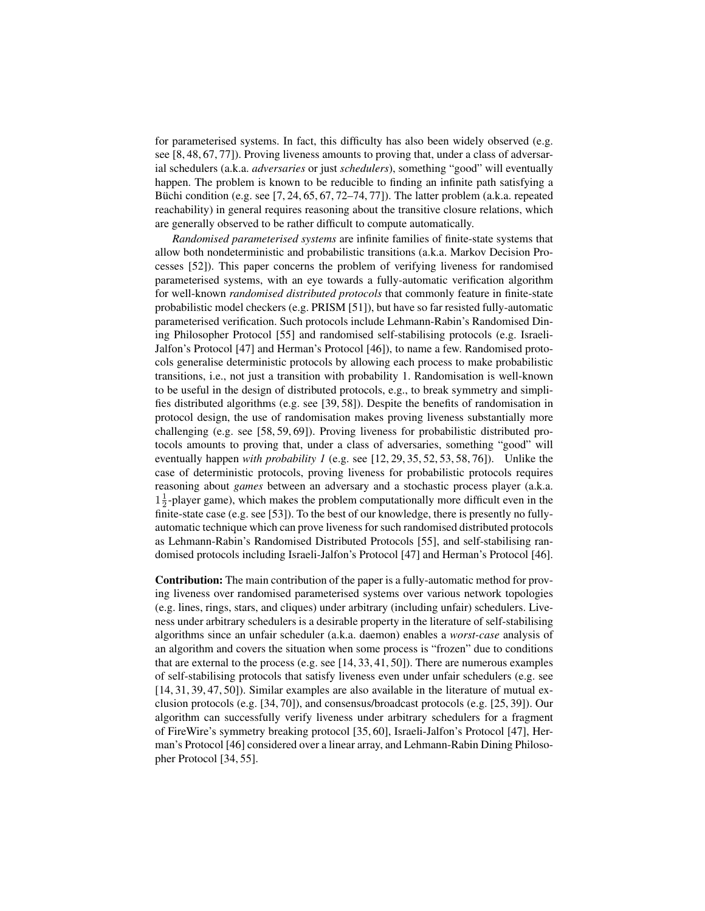for parameterised systems. In fact, this difficulty has also been widely observed (e.g. see [8, 48, 67, 77]). Proving liveness amounts to proving that, under a class of adversarial schedulers (a.k.a. *adversaries* or just *schedulers*), something "good" will eventually happen. The problem is known to be reducible to finding an infinite path satisfying a Büchi condition (e.g. see [7, 24, 65, 67, 72–74, 77]). The latter problem (a.k.a. repeated reachability) in general requires reasoning about the transitive closure relations, which are generally observed to be rather difficult to compute automatically.

*Randomised parameterised systems* are infinite families of finite-state systems that allow both nondeterministic and probabilistic transitions (a.k.a. Markov Decision Processes [52]). This paper concerns the problem of verifying liveness for randomised parameterised systems, with an eye towards a fully-automatic verification algorithm for well-known *randomised distributed protocols* that commonly feature in finite-state probabilistic model checkers (e.g. PRISM [51]), but have so far resisted fully-automatic parameterised verification. Such protocols include Lehmann-Rabin's Randomised Dining Philosopher Protocol [55] and randomised self-stabilising protocols (e.g. Israeli-Jalfon's Protocol [47] and Herman's Protocol [46]), to name a few. Randomised protocols generalise deterministic protocols by allowing each process to make probabilistic transitions, i.e., not just a transition with probability 1. Randomisation is well-known to be useful in the design of distributed protocols, e.g., to break symmetry and simplifies distributed algorithms (e.g. see [39, 58]). Despite the benefits of randomisation in protocol design, the use of randomisation makes proving liveness substantially more challenging (e.g. see [58, 59, 69]). Proving liveness for probabilistic distributed protocols amounts to proving that, under a class of adversaries, something "good" will eventually happen *with probability 1* (e.g. see [12, 29, 35, 52, 53, 58, 76]). Unlike the case of deterministic protocols, proving liveness for probabilistic protocols requires reasoning about *games* between an adversary and a stochastic process player (a.k.a. $1\frac{1}{2}$-player game), which makes the problem computationally more difficult even in the finite-state case (e.g. see [53]). To the best of our knowledge, there is presently no fully-automatic technique which can prove liveness for such randomised distributed protocols as Lehmann-Rabin's Randomised Distributed Protocols [55], and self-stabilising randomised protocols including Israeli-Jalfon's Protocol [47] and Herman's Protocol [46].

**Contribution:** The main contribution of the paper is a fully-automatic method for proving liveness over randomised parameterised systems over various network topologies (e.g. lines, rings, stars, and cliques) under arbitrary (including unfair) schedulers. Liveness under arbitrary schedulers is a desirable property in the literature of self-stabilising algorithms since an unfair scheduler (a.k.a. daemon) enables a *worst-case* analysis of an algorithm and covers the situation when some process is "frozen" due to conditions that are external to the process (e.g. see [14, 33, 41, 50]). There are numerous examples of self-stabilising protocols that satisfy liveness even under unfair schedulers (e.g. see [14, 31, 39, 47, 50]). Similar examples are also available in the literature of mutual exclusion protocols (e.g. [34, 70]), and consensus/broadcast protocols (e.g. [25, 39]). Our algorithm can successfully verify liveness under arbitrary schedulers for a fragment of FireWire's symmetry breaking protocol [35, 60], Israeli-Jalfon's Protocol [47], Herman's Protocol [46] considered over a linear array, and Lehmann-Rabin Dining Philosopher Protocol [34, 55].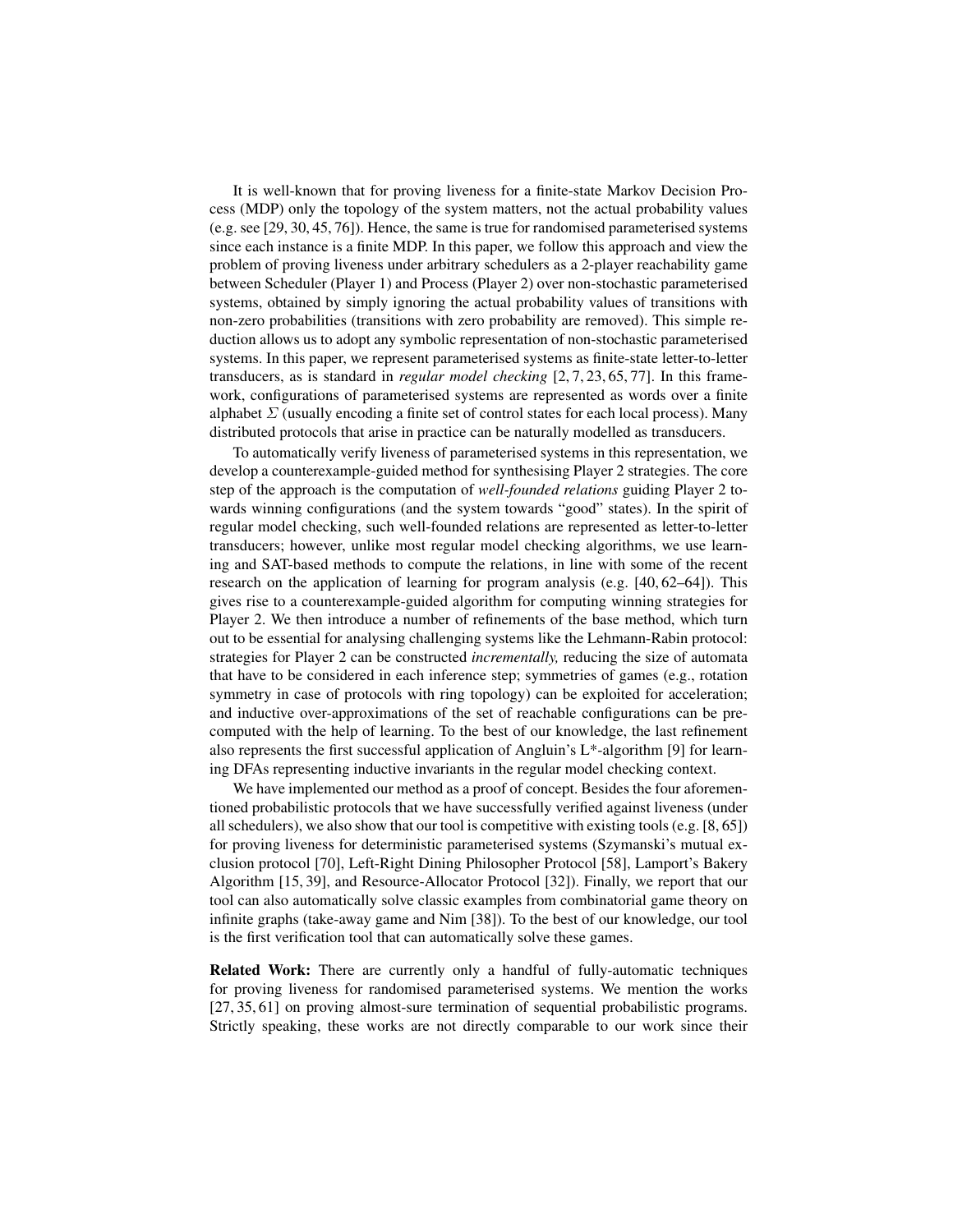It is well-known that for proving liveness for a finite-state Markov Decision Process (MDP) only the topology of the system matters, not the actual probability values (e.g. see [29, 30, 45, 76]). Hence, the same is true for randomised parameterised systems since each instance is a finite MDP. In this paper, we follow this approach and view the problem of proving liveness under arbitrary schedulers as a 2-player reachability game between Scheduler (Player 1) and Process (Player 2) over non-stochastic parameterised systems, obtained by simply ignoring the actual probability values of transitions with non-zero probabilities (transitions with zero probability are removed). This simple reduction allows us to adopt any symbolic representation of non-stochastic parameterised systems. In this paper, we represent parameterised systems as finite-state letter-to-letter transducers, as is standard in *regular model checking* [2, 7, 23, 65, 77]. In this framework, configurations of parameterised systems are represented as words over a finite alphabet $\Sigma$ (usually encoding a finite set of control states for each local process). Many distributed protocols that arise in practice can be naturally modelled as transducers.

To automatically verify liveness of parameterised systems in this representation, we develop a counterexample-guided method for synthesising Player 2 strategies. The core step of the approach is the computation of *well-founded relations* guiding Player 2 towards winning configurations (and the system towards "good" states). In the spirit of regular model checking, such well-founded relations are represented as letter-to-letter transducers; however, unlike most regular model checking algorithms, we use learning and SAT-based methods to compute the relations, in line with some of the recent research on the application of learning for program analysis (e.g. [40, 62–64]). This gives rise to a counterexample-guided algorithm for computing winning strategies for Player 2. We then introduce a number of refinements of the base method, which turn out to be essential for analysing challenging systems like the Lehmann-Rabin protocol: strategies for Player 2 can be constructed *incrementally,* reducing the size of automata that have to be considered in each inference step; symmetries of games (e.g., rotation symmetry in case of protocols with ring topology) can be exploited for acceleration; and inductive over-approximations of the set of reachable configurations can be precomputed with the help of learning. To the best of our knowledge, the last refinement also represents the first successful application of Angluin's L*-algorithm [9] for learning DFAs representing inductive invariants in the regular model checking context.

We have implemented our method as a proof of concept. Besides the four aforementioned probabilistic protocols that we have successfully verified against liveness (under all schedulers), we also show that our tool is competitive with existing tools (e.g. [8, 65]) for proving liveness for deterministic parameterised systems (Szymanski's mutual exclusion protocol [70], Left-Right Dining Philosopher Protocol [58], Lamport's Bakery Algorithm [15, 39], and Resource-Allocator Protocol [32]). Finally, we report that our tool can also automatically solve classic examples from combinatorial game theory on infinite graphs (take-away game and Nim [38]). To the best of our knowledge, our tool is the first verification tool that can automatically solve these games.

**Related Work:** There are currently only a handful of fully-automatic techniques for proving liveness for randomised parameterised systems. We mention the works [27, 35, 61] on proving almost-sure termination of sequential probabilistic programs. Strictly speaking, these works are not directly comparable to our work since their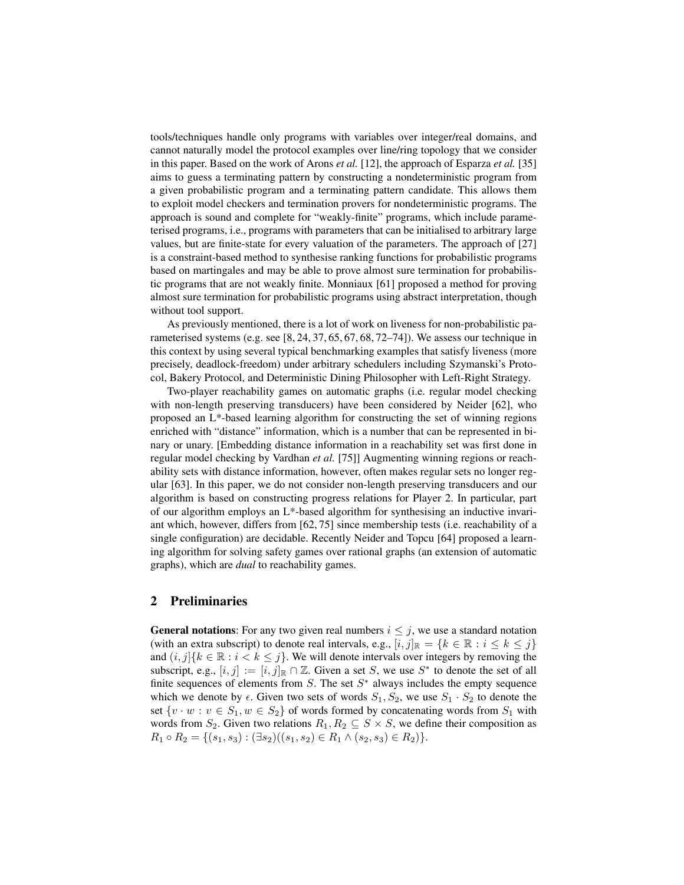tools/techniques handle only programs with variables over integer/real domains, and cannot naturally model the protocol examples over line/ring topology that we consider in this paper. Based on the work of Arons *et al.* [12], the approach of Esparza *et al.* [35] aims to guess a terminating pattern by constructing a nondeterministic program from a given probabilistic program and a terminating pattern candidate. This allows them to exploit model checkers and termination provers for nondeterministic programs. The approach is sound and complete for "weakly-finite" programs, which include parameterised programs, i.e., programs with parameters that can be initialised to arbitrary large values, but are finite-state for every valuation of the parameters. The approach of [27] is a constraint-based method to synthesise ranking functions for probabilistic programs based on martingales and may be able to prove almost sure termination for probabilistic programs that are not weakly finite. Monniaux [61] proposed a method for proving almost sure termination for probabilistic programs using abstract interpretation, though without tool support.

As previously mentioned, there is a lot of work on liveness for non-probabilistic parameterised systems (e.g. see [8, 24, 37, 65, 67, 68, 72–74]). We assess our technique in this context by using several typical benchmarking examples that satisfy liveness (more precisely, deadlock-freedom) under arbitrary schedulers including Szymanski's Protocol, Bakery Protocol, and Deterministic Dining Philosopher with Left-Right Strategy.

Two-player reachability games on automatic graphs (i.e. regular model checking with non-length preserving transducers) have been considered by Neider [62], who proposed an L*-based learning algorithm for constructing the set of winning regions enriched with "distance" information, which is a number that can be represented in binary or unary. [Embedding distance information in a reachability set was first done in regular model checking by Vardhan *et al.* [75]] Augmenting winning regions or reachability sets with distance information, however, often makes regular sets no longer regular [63]. In this paper, we do not consider non-length preserving transducers and our algorithm is based on constructing progress relations for Player 2. In particular, part of our algorithm employs an L*-based algorithm for synthesising an inductive invariant which, however, differs from [62, 75] since membership tests (i.e. reachability of a single configuration) are decidable. Recently Neider and Topcu [64] proposed a learning algorithm for solving safety games over rational graphs (an extension of automatic graphs), which are *dual* to reachability games.

## 2 Preliminaries

**General notations**: For any two given real numbers $i \leq j$, we use a standard notation (with an extra subscript) to denote real intervals, e.g., $[i, j]_{\mathbb{R}} = \{k \in \mathbb{R} : i \leq k \leq j\}$ and $(i, j]\{k \in \mathbb{R} : i < k \leq j\}$. We will denote intervals over integers by removing the subscript, e.g., $[i, j] := [i, j]_{\mathbb{R}} \cap \mathbb{Z}$. Given a set $S$, we use $S^*$ to denote the set of all finite sequences of elements from $S$. The set $S^*$ always includes the empty sequence which we denote by $\epsilon$. Given two sets of words $S_1, S_2$, we use $S_1 \cdot S_2$ to denote the set $\{v \cdot w : v \in S_1, w \in S_2\}$ of words formed by concatenating words from $S_1$ with words from $S_2$. Given two relations $R_1, R_2 \subseteq S \times S$, we define their composition as $R_1 \circ R_2 = \{(s_1, s_3) : (\exists s_2)((s_1, s_2) \in R_1 \wedge (s_2, s_3) \in R_2)\}$.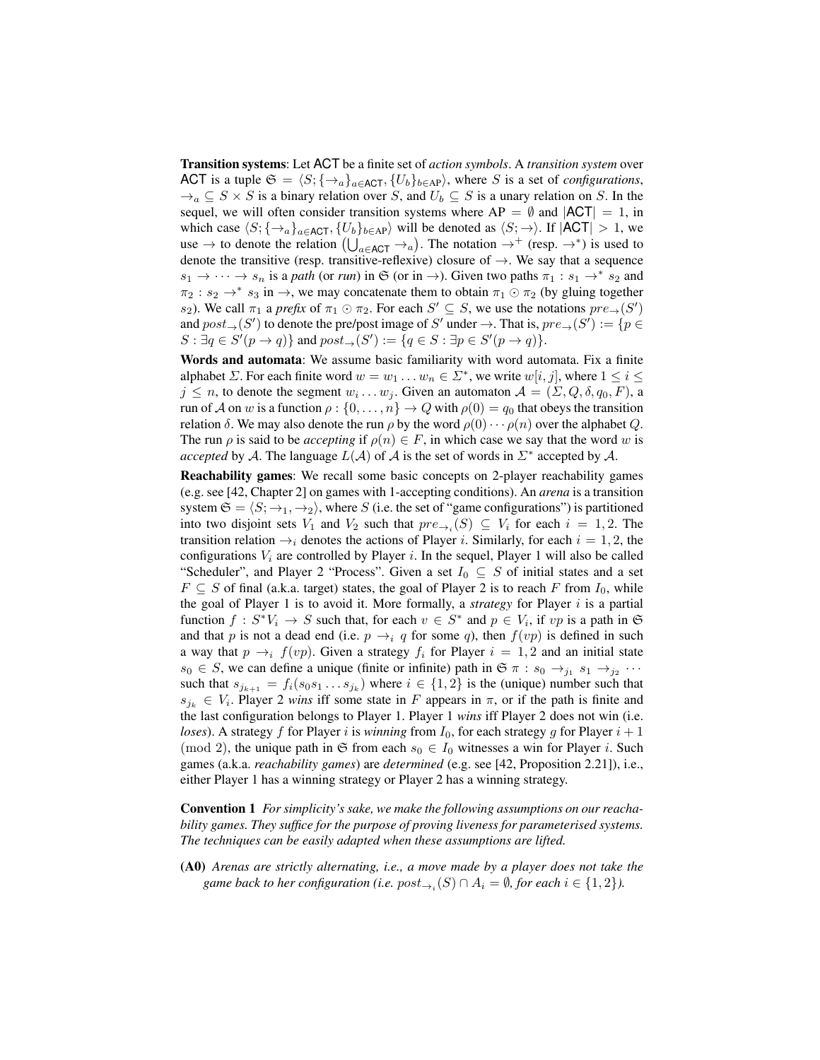**Transition systems**: Let $\mathsf{ACT}$ be a finite set of *action symbols*. A *transition system* over $\mathsf{ACT}$ is a tuple $\mathfrak{S} = \langle S; \{\to_a\}_{a \in \mathsf{ACT}}, \{U_b\}_{b \in \mathrm{AP}}\rangle$, where $S$ is a set of *configurations*, $\to_a \subseteq S \times S$ is a binary relation over $S$, and $U_b \subseteq S$ is a unary relation on $S$. In the sequel, we will often consider transition systems where $\mathrm{AP} = \emptyset$ and $|\mathsf{ACT}| = 1$, in which case $\langle S; \{\to_a\}_{a \in \mathsf{ACT}}, \{U_b\}_{b \in \mathrm{AP}}\rangle$ will be denoted as $\langle S; \to\rangle$. If $|\mathsf{ACT}| > 1$, we use $\to$ to denote the relation $\left(\bigcup_{a \in \mathsf{ACT}} \to_a\right)$. The notation $\to^+$ (resp. $\to^*$) is used to denote the transitive (resp. transitive-reflexive) closure of $\to$. We say that a sequence $s_1 \to \cdots \to s_n$ is a *path* (or *run*) in $\mathfrak{S}$ (or in $\to$). Given two paths $\pi_1 : s_1 \to^* s_2$ and $\pi_2 : s_2 \to^* s_3$ in $\to$, we may concatenate them to obtain $\pi_1 \odot \pi_2$ (by gluing together $s_2$). We call $\pi_1$ a *prefix* of $\pi_1 \odot \pi_2$. For each $S' \subseteq S$, we use the notations $pre_\to(S')$ and $post_\to(S')$ to denote the pre/post image of $S'$ under $\to$. That is, $pre_\to(S') := \{p \in S : \exists q \in S'(p \to q)\}$ and $post_\to(S') := \{q \in S : \exists p \in S'(p \to q)\}$.

**Words and automata**: We assume basic familiarity with word automata. Fix a finite alphabet $\Sigma$. For each finite word $w = w_1 \ldots w_n \in \Sigma^*$, we write $w[i,j]$, where $1 \leq i \leq j \leq n$, to denote the segment $w_i \ldots w_j$. Given an automaton $\mathcal{A} = (\Sigma, Q, \delta, q_0, F)$, a run of $\mathcal{A}$ on $w$ is a function $\rho : \{0, \ldots, n\} \to Q$ with $\rho(0) = q_0$ that obeys the transition relation $\delta$. We may also denote the run $\rho$ by the word $\rho(0) \cdots \rho(n)$ over the alphabet $Q$. The run $\rho$ is said to be *accepting* if $\rho(n) \in F$, in which case we say that the word $w$ is *accepted* by $\mathcal{A}$. The language $L(\mathcal{A})$ of $\mathcal{A}$ is the set of words in $\Sigma^*$ accepted by $\mathcal{A}$.

**Reachability games**: We recall some basic concepts on 2-player reachability games (e.g. see [42, Chapter 2] on games with 1-accepting conditions). An *arena* is a transition system $\mathfrak{S} = \langle S; \to_1, \to_2\rangle$, where $S$ (i.e. the set of "game configurations") is partitioned into two disjoint sets $V_1$ and $V_2$ such that $pre_{\to_i}(S) \subseteq V_i$ for each $i = 1, 2$. The transition relation $\to_i$ denotes the actions of Player $i$. Similarly, for each $i = 1, 2$, the configurations $V_i$ are controlled by Player $i$. In the sequel, Player 1 will also be called "Scheduler", and Player 2 "Process". Given a set $I_0 \subseteq S$ of initial states and a set $F \subseteq S$ of final (a.k.a. target) states, the goal of Player 2 is to reach $F$ from $I_0$, while the goal of Player 1 is to avoid it. More formally, a *strategy* for Player $i$ is a partial function $f : S^* V_i \to S$ such that, for each $v \in S^*$ and $p \in V_i$, if $vp$ is a path in $\mathfrak{S}$ and that $p$ is not a dead end (i.e. $p \to_i q$ for some $q$), then $f(vp)$ is defined in such a way that $p \to_i f(vp)$. Given a strategy $f_i$ for Player $i = 1, 2$ and an initial state $s_0 \in S$, we can define a unique (finite or infinite) path in $\mathfrak{S}$ $\pi : s_0 \to_{j_1} s_1 \to_{j_2} \cdots$ such that $s_{j_{k+1}} = f_i(s_0 s_1 \ldots s_{j_k})$ where $i \in \{1, 2\}$ is the (unique) number such that $s_{j_k} \in V_i$. Player 2 *wins* iff some state in $F$ appears in $\pi$, or if the path is finite and the last configuration belongs to Player 1. Player 1 *wins* iff Player 2 does not win (i.e. *loses*). A strategy $f$ for Player $i$ is *winning* from $I_0$, for each strategy $g$ for Player $i + 1 \pmod 2$, the unique path in $\mathfrak{S}$ from each $s_0 \in I_0$ witnesses a win for Player $i$. Such games (a.k.a. *reachability games*) are *determined* (e.g. see [42, Proposition 2.21]), i.e., either Player 1 has a winning strategy or Player 2 has a winning strategy.

**Convention 1** *For simplicity's sake, we make the following assumptions on our reachability games. They suffice for the purpose of proving liveness for parameterised systems. The techniques can be easily adapted when these assumptions are lifted.*

**(A0)** *Arenas are strictly alternating, i.e., a move made by a player does not take the game back to her configuration (i.e. $post_{\to_i}(S) \cap A_i = \emptyset$, for each $i \in \{1, 2\}$).*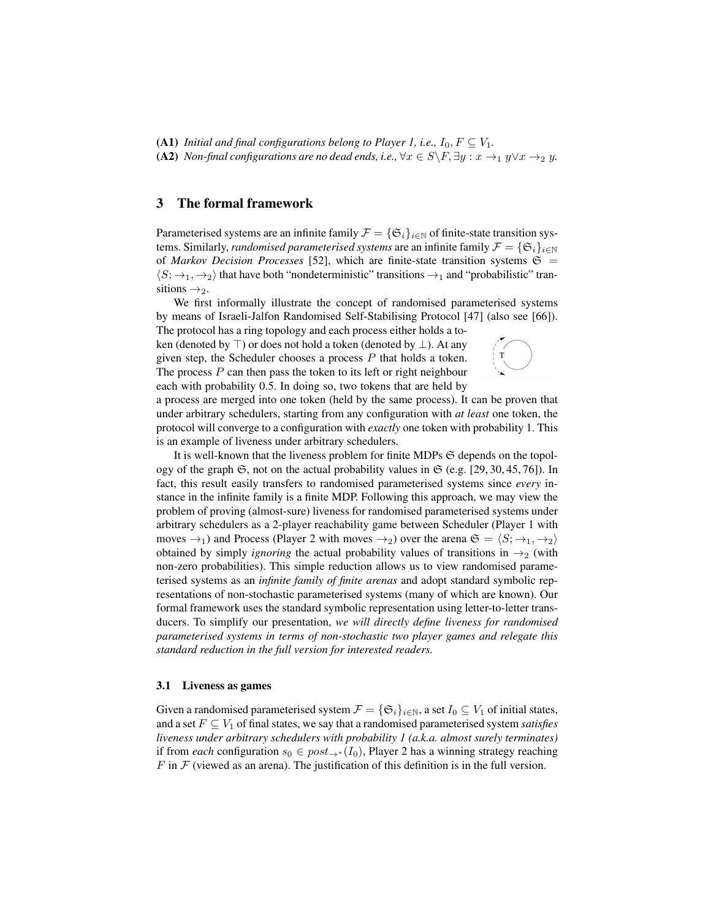**(A1)** *Initial and final configurations belong to Player 1, i.e., $I_0, F \subseteq V_1$.*
**(A2)** *Non-final configurations are no dead ends, i.e., $\forall x \in S \backslash F, \exists y : x \rightarrow_1 y \vee x \rightarrow_2 y$.*

## 3 The formal framework

Parameterised systems are an infinite family $\mathcal{F} = \{\mathfrak{S}_i\}_{i \in \mathbb{N}}$ of finite-state transition systems. Similarly, *randomised parameterised systems* are an infinite family $\mathcal{F} = \{\mathfrak{S}_i\}_{i \in \mathbb{N}}$ of *Markov Decision Processes* [52], which are finite-state transition systems $\mathfrak{S} = \langle S; \rightarrow_1, \rightarrow_2 \rangle$ that have both "nondeterministic" transitions $\rightarrow_1$ and "probabilistic" transitions $\rightarrow_2$.

We first informally illustrate the concept of randomised parameterised systems by means of Israeli-Jalfon Randomised Self-Stabilising Protocol [47] (also see [66]). The protocol has a ring topology and each process either holds a token (denoted by $\top$) or does not hold a token (denoted by $\bot$). At any given step, the Scheduler chooses a process $P$ that holds a token. The process $P$ can then pass the token to its left or right neighbour each with probability 0.5. In doing so, two tokens that are held by a process are merged into one token (held by the same process). It can be proven that under arbitrary schedulers, starting from any configuration with *at least* one token, the protocol will converge to a configuration with *exactly* one token with probability 1. This is an example of liveness under arbitrary schedulers.

It is well-known that the liveness problem for finite MDPs $\mathfrak{S}$ depends on the topology of the graph $\mathfrak{S}$, not on the actual probability values in $\mathfrak{S}$ (e.g. [29, 30, 45, 76]). In fact, this result easily transfers to randomised parameterised systems since *every* instance in the infinite family is a finite MDP. Following this approach, we may view the problem of proving (almost-sure) liveness for randomised parameterised systems under arbitrary schedulers as a 2-player reachability game between Scheduler (Player 1 with moves $\rightarrow_1$) and Process (Player 2 with moves $\rightarrow_2$) over the arena $\mathfrak{S} = \langle S; \rightarrow_1, \rightarrow_2 \rangle$ obtained by simply *ignoring* the actual probability values of transitions in $\rightarrow_2$ (with non-zero probabilities). This simple reduction allows us to view randomised parameterised systems as an *infinite family of finite arenas* and adopt standard symbolic representations of non-stochastic parameterised systems (many of which are known). Our formal framework uses the standard symbolic representation using letter-to-letter transducers. To simplify our presentation, *we will directly define liveness for randomised parameterised systems in terms of non-stochastic two player games and relegate this standard reduction in the full version for interested readers.*

### 3.1 Liveness as games

Given a randomised parameterised system $\mathcal{F} = \{\mathfrak{S}_i\}_{i \in \mathbb{N}}$, a set $I_0 \subseteq V_1$ of initial states, and a set $F \subseteq V_1$ of final states, we say that a randomised parameterised system *satisfies liveness under arbitrary schedulers with probability 1 (a.k.a. almost surely terminates)* if from *each* configuration $s_0 \in post_{\rightarrow^*}(I_0)$, Player 2 has a winning strategy reaching $F$ in $\mathcal{F}$ (viewed as an arena). The justification of this definition is in the full version.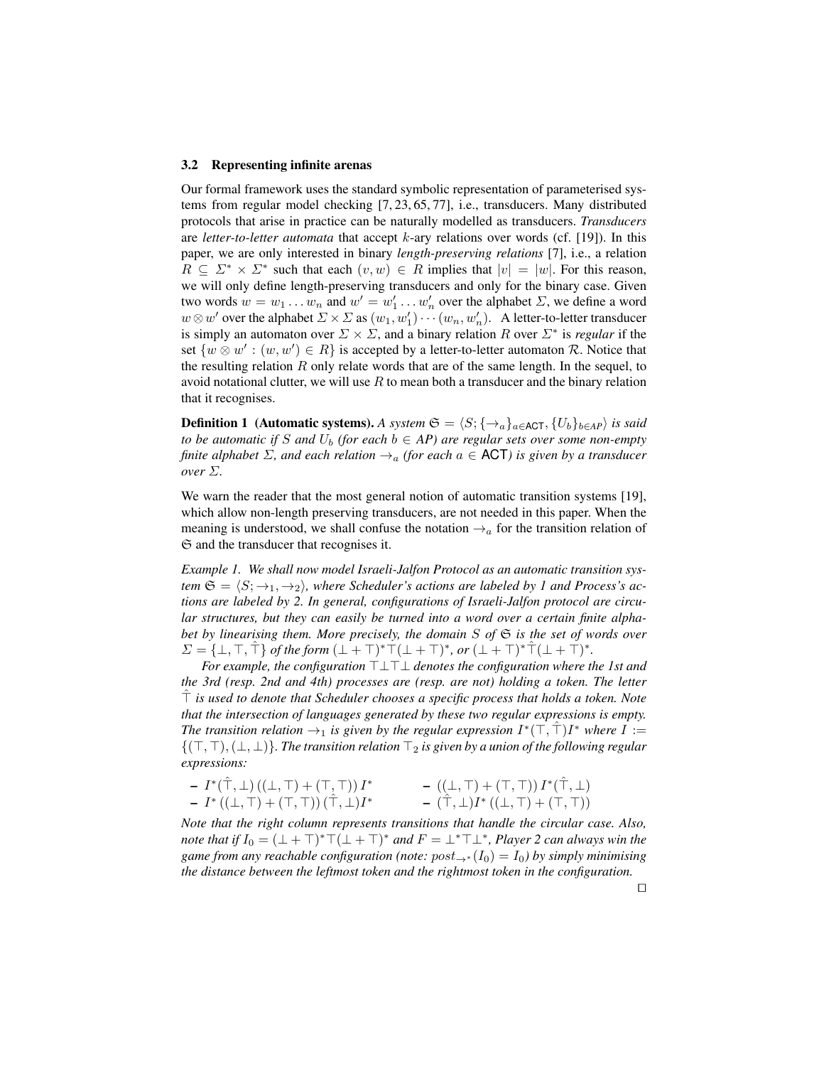### 3.2 Representing infinite arenas

Our formal framework uses the standard symbolic representation of parameterised systems from regular model checking [7, 23, 65, 77], i.e., transducers. Many distributed protocols that arise in practice can be naturally modelled as transducers. *Transducers* are *letter-to-letter automata* that accept $k$-ary relations over words (cf. [19]). In this paper, we are only interested in binary *length-preserving relations* [7], i.e., a relation $R \subseteq \Sigma^* \times \Sigma^*$ such that each $(v, w) \in R$ implies that $|v| = |w|$. For this reason, we will only define length-preserving transducers and only for the binary case. Given two words $w = w_1 \ldots w_n$ and $w' = w'_1 \ldots w'_n$ over the alphabet $\Sigma$, we define a word $w \otimes w'$ over the alphabet $\Sigma \times \Sigma$ as $(w_1, w'_1) \cdots (w_n, w'_n)$. A letter-to-letter transducer is simply an automaton over $\Sigma \times \Sigma$, and a binary relation $R$ over $\Sigma^*$ is *regular* if the set $\{w \otimes w' : (w, w') \in R\}$ is accepted by a letter-to-letter automaton $\mathcal{R}$. Notice that the resulting relation $R$ only relate words that are of the same length. In the sequel, to avoid notational clutter, we will use $R$ to mean both a transducer and the binary relation that it recognises.

**Definition 1 (Automatic systems).** *A system $\mathfrak{S} = \langle S; \{\to_a\}_{a \in \mathsf{ACT}}, \{U_b\}_{b \in AP}\rangle$ is said to be automatic if $S$ and $U_b$ (for each $b \in AP$) are regular sets over some non-empty finite alphabet $\Sigma$, and each relation $\to_a$ (for each $a \in \mathsf{ACT}$) is given by a transducer over $\Sigma$.*

We warn the reader that the most general notion of automatic transition systems [19], which allow non-length preserving transducers, are not needed in this paper. When the meaning is understood, we shall confuse the notation $\to_a$ for the transition relation of $\mathfrak{S}$ and the transducer that recognises it.

*Example 1. We shall now model Israeli-Jalfon Protocol as an automatic transition system $\mathfrak{S} = \langle S; \to_1, \to_2\rangle$, where Scheduler's actions are labeled by 1 and Process's actions are labeled by 2. In general, configurations of Israeli-Jalfon protocol are circular structures, but they can easily be turned into a word over a certain finite alphabet by linearising them. More precisely, the domain $S$ of $\mathfrak{S}$ is the set of words over $\Sigma = \{\bot, \top, \hat{\top}\}$ of the form $(\bot + \top)^* \top (\bot + \top)^*$, or $(\bot + \top)^* \hat{\top} (\bot + \top)^*$.*

*For example, the configuration $\top\bot\top\bot$ denotes the configuration where the 1st and the 3rd (resp. 2nd and 4th) processes are (resp. are not) holding a token. The letter $\hat{\top}$ is used to denote that Scheduler chooses a specific process that holds a token. Note that the intersection of languages generated by these two regular expressions is empty. The transition relation $\to_1$ is given by the regular expression $I^*(\top, \hat{\top})I^*$ where $I := \{(\top, \top), (\bot, \bot)\}$. The transition relation $\top_2$ is given by a union of the following regular expressions:*

- $I^*(\hat{\top}, \bot)\,((\bot, \top) + (\top, \top))\,I^*$
- $I^*\,((\bot, \top) + (\top, \top))\,(\hat{\top}, \bot)I^*$
- $((\bot, \top) + (\top, \top))\,I^*(\hat{\top}, \bot)$
- $(\hat{\top}, \bot)I^*\,((\bot, \top) + (\top, \top))$

*Note that the right column represents transitions that handle the circular case. Also, note that if $I_0 = (\bot + \top)^* \top (\bot + \top)^*$ and $F = \bot^* \top \bot^*$, Player 2 can always win the game from any reachable configuration (note: $post_{\to^*}(I_0) = I_0$) by simply minimising the distance between the leftmost token and the rightmost token in the configuration.*

□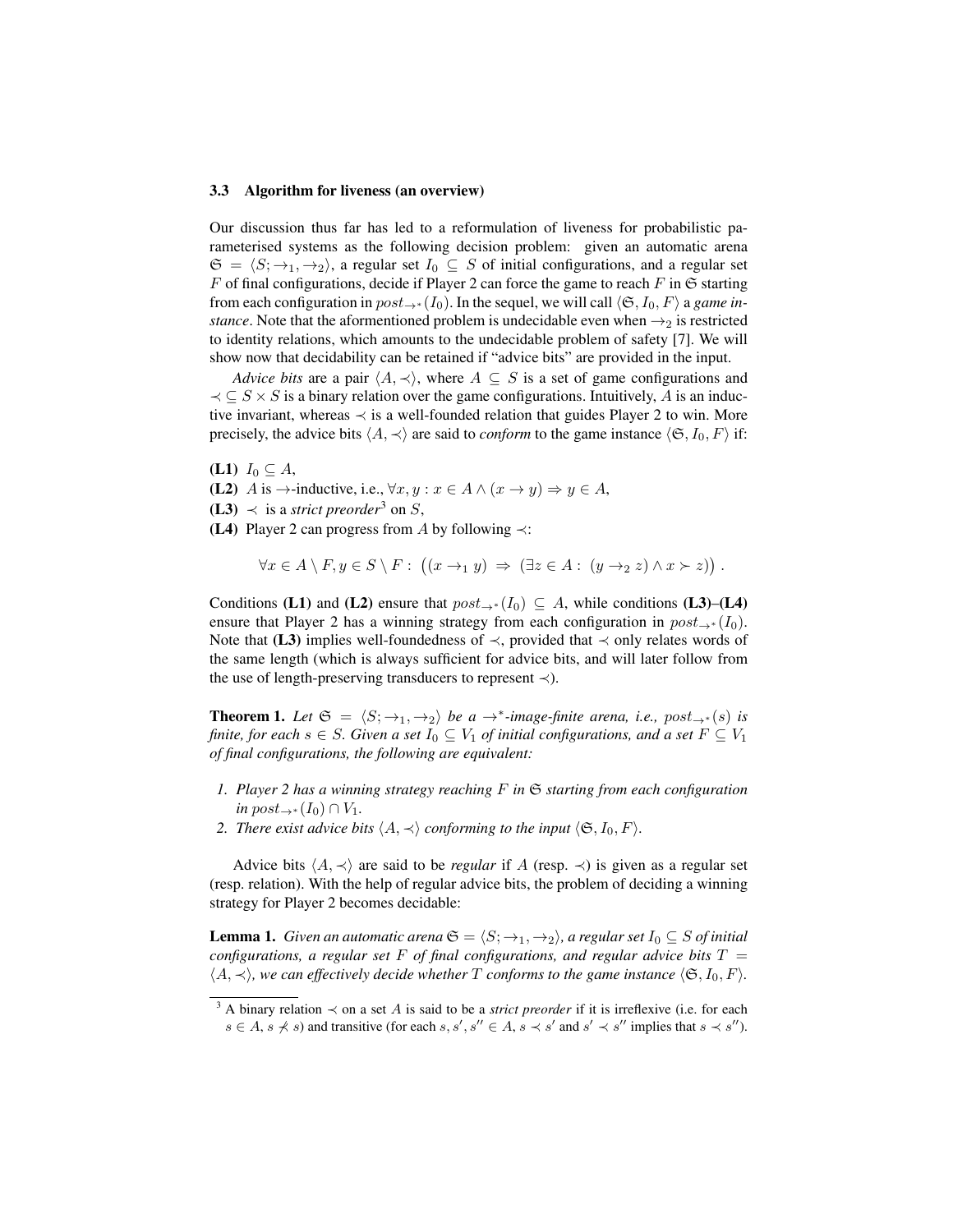### 3.3 Algorithm for liveness (an overview)

Our discussion thus far has led to a reformulation of liveness for probabilistic parameterised systems as the following decision problem: given an automatic arena $\mathfrak{S} = \langle S; \rightarrow_1, \rightarrow_2 \rangle$, a regular set $I_0 \subseteq S$ of initial configurations, and a regular set $F$ of final configurations, decide if Player 2 can force the game to reach $F$ in $\mathfrak{S}$ starting from each configuration in $post_{\rightarrow^*}(I_0)$. In the sequel, we will call $\langle \mathfrak{S}, I_0, F \rangle$ a *game instance*. Note that the aforementioned problem is undecidable even when $\rightarrow_2$ is restricted to identity relations, which amounts to the undecidable problem of safety [7]. We will show now that decidability can be retained if "advice bits" are provided in the input.

*Advice bits* are a pair $\langle A, \prec \rangle$, where $A \subseteq S$ is a set of game configurations and $\prec \subseteq S \times S$ is a binary relation over the game configurations. Intuitively, $A$ is an inductive invariant, whereas $\prec$ is a well-founded relation that guides Player 2 to win. More precisely, the advice bits $\langle A, \prec \rangle$ are said to *conform* to the game instance $\langle \mathfrak{S}, I_0, F \rangle$ if:

**(L1)** $I_0 \subseteq A$,

**(L2)** $A$ is $\rightarrow$-inductive, i.e., $\forall x, y : x \in A \wedge (x \rightarrow y) \Rightarrow y \in A$,

**(L3)** $\prec$ is a *strict preorder*[3] on $S$,

**(L4)** Player 2 can progress from $A$ by following $\prec$:

$$\forall x \in A \setminus F, y \in S \setminus F : \; \big( (x \rightarrow_1 y) \; \Rightarrow \; (\exists z \in A : \; (y \rightarrow_2 z) \wedge x \succ z) \big) .$$

Conditions **(L1)** and **(L2)** ensure that $post_{\rightarrow^*}(I_0) \subseteq A$, while conditions **(L3)**–**(L4)** ensure that Player 2 has a winning strategy from each configuration in $post_{\rightarrow^*}(I_0)$. Note that **(L3)** implies well-foundedness of $\prec$, provided that $\prec$ only relates words of the same length (which is always sufficient for advice bits, and will later follow from the use of length-preserving transducers to represent $\prec$).

**Theorem 1.** *Let $\mathfrak{S} = \langle S; \rightarrow_1, \rightarrow_2 \rangle$ be a $\rightarrow^*$-image-finite arena, i.e., $post_{\rightarrow^*}(s)$ is finite, for each $s \in S$. Given a set $I_0 \subseteq V_1$ of initial configurations, and a set $F \subseteq V_1$ of final configurations, the following are equivalent:*

1. *Player 2 has a winning strategy reaching $F$ in $\mathfrak{S}$ starting from each configuration in $post_{\rightarrow^*}(I_0) \cap V_1$.*
2. *There exist advice bits $\langle A, \prec \rangle$ conforming to the input $\langle \mathfrak{S}, I_0, F \rangle$.*

Advice bits $\langle A, \prec \rangle$ are said to be *regular* if $A$ (resp. $\prec$) is given as a regular set (resp. relation). With the help of regular advice bits, the problem of deciding a winning strategy for Player 2 becomes decidable:

**Lemma 1.** *Given an automatic arena $\mathfrak{S} = \langle S; \rightarrow_1, \rightarrow_2 \rangle$, a regular set $I_0 \subseteq S$ of initial configurations, a regular set $F$ of final configurations, and regular advice bits $T = \langle A, \prec \rangle$, we can effectively decide whether $T$ conforms to the game instance $\langle \mathfrak{S}, I_0, F \rangle$.*

[3] A binary relation $\prec$ on a set $A$ is said to be a *strict preorder* if it is irreflexive (i.e. for each $s \in A$, $s \not\prec s$) and transitive (for each $s, s', s'' \in A$, $s \prec s'$ and $s' \prec s''$ implies that $s \prec s''$).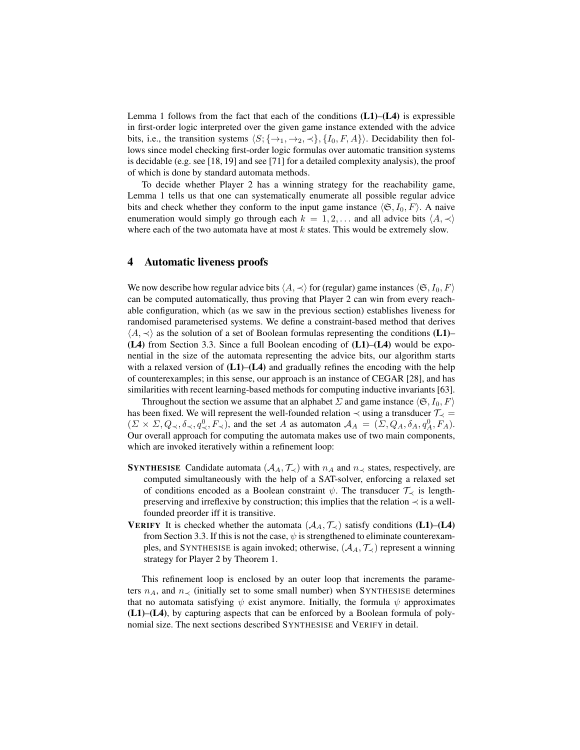Lemma 1 follows from the fact that each of the conditions **(L1)**–**(L4)** is expressible in first-order logic interpreted over the given game instance extended with the advice bits, i.e., the transition systems $\langle S; \{\to_1, \to_2, \prec\}, \{I_0, F, A\}\rangle$. Decidability then follows since model checking first-order logic formulas over automatic transition systems is decidable (e.g. see [18, 19] and see [71] for a detailed complexity analysis), the proof of which is done by standard automata methods.

To decide whether Player 2 has a winning strategy for the reachability game, Lemma 1 tells us that one can systematically enumerate all possible regular advice bits and check whether they conform to the input game instance $\langle \mathfrak{S}, I_0, F\rangle$. A naive enumeration would simply go through each $k = 1, 2, \ldots$ and all advice bits $\langle A, \prec\rangle$ where each of the two automata have at most $k$ states. This would be extremely slow.

## 4 Automatic liveness proofs

We now describe how regular advice bits $\langle A, \prec\rangle$ for (regular) game instances $\langle \mathfrak{S}, I_0, F\rangle$ can be computed automatically, thus proving that Player 2 can win from every reachable configuration, which (as we saw in the previous section) establishes liveness for randomised parameterised systems. We define a constraint-based method that derives $\langle A, \prec\rangle$ as the solution of a set of Boolean formulas representing the conditions **(L1)**–**(L4)** from Section 3.3. Since a full Boolean encoding of **(L1)**–**(L4)** would be exponential in the size of the automata representing the advice bits, our algorithm starts with a relaxed version of **(L1)**–**(L4)** and gradually refines the encoding with the help of counterexamples; in this sense, our approach is an instance of CEGAR [28], and has similarities with recent learning-based methods for computing inductive invariants [63].

Throughout the section we assume that an alphabet $\Sigma$ and game instance $\langle \mathfrak{S}, I_0, F\rangle$ has been fixed. We will represent the well-founded relation $\prec$ using a transducer $\mathcal{T}_\prec = (\Sigma \times \Sigma, Q_\prec, \delta_\prec, q^0_\prec, F_\prec)$, and the set $A$ as automaton $\mathcal{A}_A = (\Sigma, Q_A, \delta_A, q^0_A, F_A)$. Our overall approach for computing the automata makes use of two main components, which are invoked iteratively within a refinement loop:

- **SYNTHESISE** Candidate automata $(\mathcal{A}_A, \mathcal{T}_\prec)$ with $n_A$ and $n_\prec$ states, respectively, are computed simultaneously with the help of a SAT-solver, enforcing a relaxed set of conditions encoded as a Boolean constraint $\psi$. The transducer $\mathcal{T}_\prec$ is length-preserving and irreflexive by construction; this implies that the relation $\prec$ is a well-founded preorder iff it is transitive.
- **VERIFY** It is checked whether the automata $(\mathcal{A}_A, \mathcal{T}_\prec)$ satisfy conditions **(L1)**–**(L4)** from Section 3.3. If this is not the case, $\psi$ is strengthened to eliminate counterexamples, and SYNTHESISE is again invoked; otherwise, $(\mathcal{A}_A, \mathcal{T}_\prec)$ represent a winning strategy for Player 2 by Theorem 1.

This refinement loop is enclosed by an outer loop that increments the parameters $n_A$, and $n_\prec$ (initially set to some small number) when SYNTHESISE determines that no automata satisfying $\psi$ exist anymore. Initially, the formula $\psi$ approximates **(L1)**–**(L4)**, by capturing aspects that can be enforced by a Boolean formula of polynomial size. The next sections described SYNTHESISE and VERIFY in detail.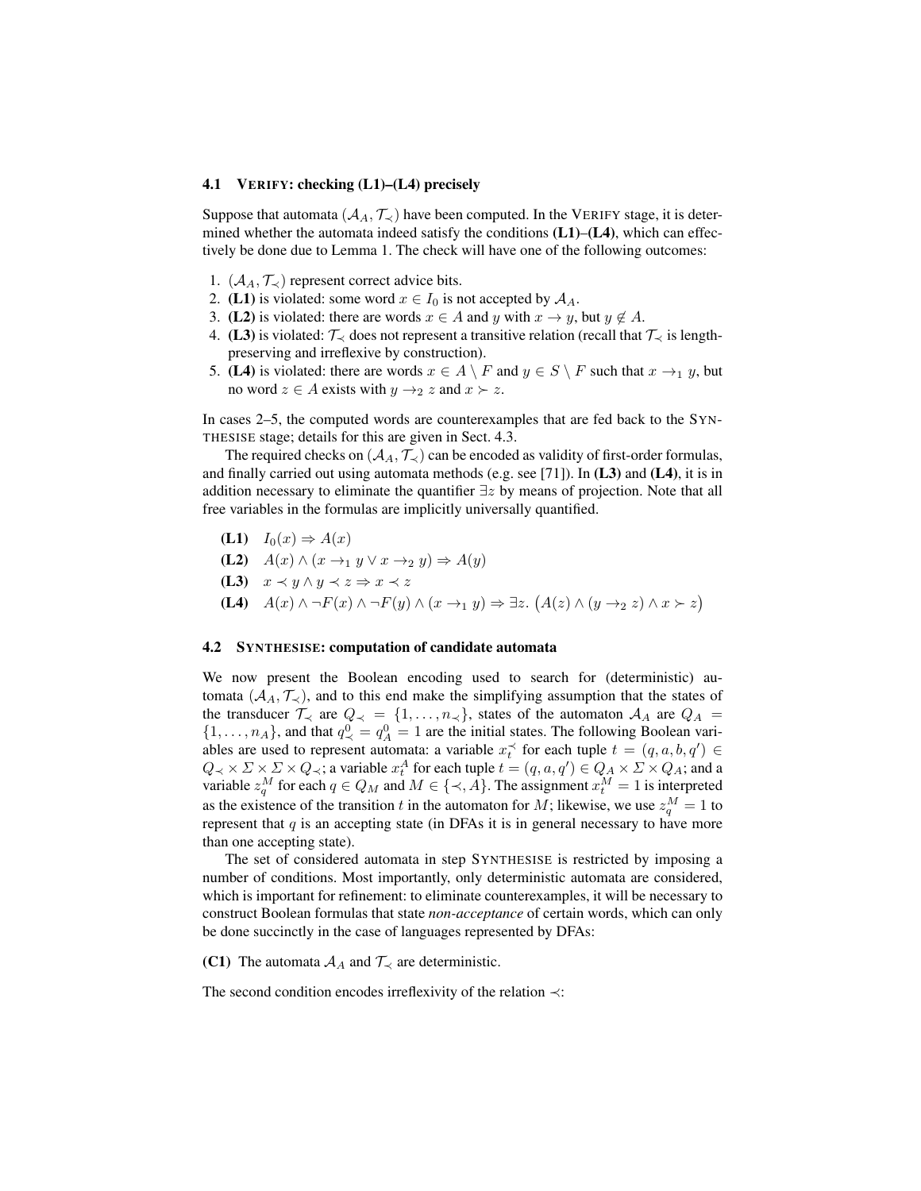### 4.1 VERIFY: checking (L1)–(L4) precisely

Suppose that automata $(\mathcal{A}_A, \mathcal{T}_\prec)$ have been computed. In the VERIFY stage, it is determined whether the automata indeed satisfy the conditions **(L1)**–**(L4)**, which can effectively be done due to Lemma 1. The check will have one of the following outcomes:

1. $(\mathcal{A}_A, \mathcal{T}_\prec)$ represent correct advice bits.
2. **(L1)** is violated: some word $x \in I_0$ is not accepted by $\mathcal{A}_A$.
3. **(L2)** is violated: there are words $x \in A$ and $y$ with $x \to y$, but $y \notin A$.
4. **(L3)** is violated: $\mathcal{T}_\prec$ does not represent a transitive relation (recall that $\mathcal{T}_\prec$ is length-preserving and irreflexive by construction).
5. **(L4)** is violated: there are words $x \in A \setminus F$ and $y \in S \setminus F$ such that $x \to_1 y$, but no word $z \in A$ exists with $y \to_2 z$ and $x \succ z$.

In cases 2–5, the computed words are counterexamples that are fed back to the SYNTHESISE stage; details for this are given in Sect. 4.3.

The required checks on $(\mathcal{A}_A, \mathcal{T}_\prec)$ can be encoded as validity of first-order formulas, and finally carried out using automata methods (e.g. see [71]). In **(L3)** and **(L4)**, it is in addition necessary to eliminate the quantifier $\exists z$ by means of projection. Note that all free variables in the formulas are implicitly universally quantified.

- **(L1)** $I_0(x) \Rightarrow A(x)$
- **(L2)** $A(x) \wedge (x \to_1 y \vee x \to_2 y) \Rightarrow A(y)$
- **(L3)** $x \prec y \wedge y \prec z \Rightarrow x \prec z$
- **(L4)** $A(x) \wedge \neg F(x) \wedge \neg F(y) \wedge (x \to_1 y) \Rightarrow \exists z. \big(A(z) \wedge (y \to_2 z) \wedge x \succ z\big)$

### 4.2 SYNTHESISE: computation of candidate automata

We now present the Boolean encoding used to search for (deterministic) automata $(\mathcal{A}_A, \mathcal{T}_\prec)$, and to this end make the simplifying assumption that the states of the transducer $\mathcal{T}_\prec$ are $Q_\prec = \{1, \ldots, n_\prec\}$, states of the automaton $\mathcal{A}_A$ are $Q_A = \{1, \ldots, n_A\}$, and that $q^0_\prec = q^0_A = 1$ are the initial states. The following Boolean variables are used to represent automata: a variable $x^\prec_t$ for each tuple $t = (q, a, b, q') \in Q_\prec \times \Sigma \times \Sigma \times Q_\prec$; a variable $x^A_t$ for each tuple $t = (q, a, q') \in Q_A \times \Sigma \times Q_A$; and a variable $z^M_q$ for each $q \in Q_M$ and $M \in \{\prec, A\}$. The assignment $x^M_t = 1$ is interpreted as the existence of the transition $t$ in the automaton for $M$; likewise, we use $z^M_q = 1$ to represent that $q$ is an accepting state (in DFAs it is in general necessary to have more than one accepting state).

The set of considered automata in step SYNTHESISE is restricted by imposing a number of conditions. Most importantly, only deterministic automata are considered, which is important for refinement: to eliminate counterexamples, it will be necessary to construct Boolean formulas that state *non-acceptance* of certain words, which can only be done succinctly in the case of languages represented by DFAs:

**(C1)** The automata $\mathcal{A}_A$ and $\mathcal{T}_\prec$ are deterministic.

The second condition encodes irreflexivity of the relation $\prec$: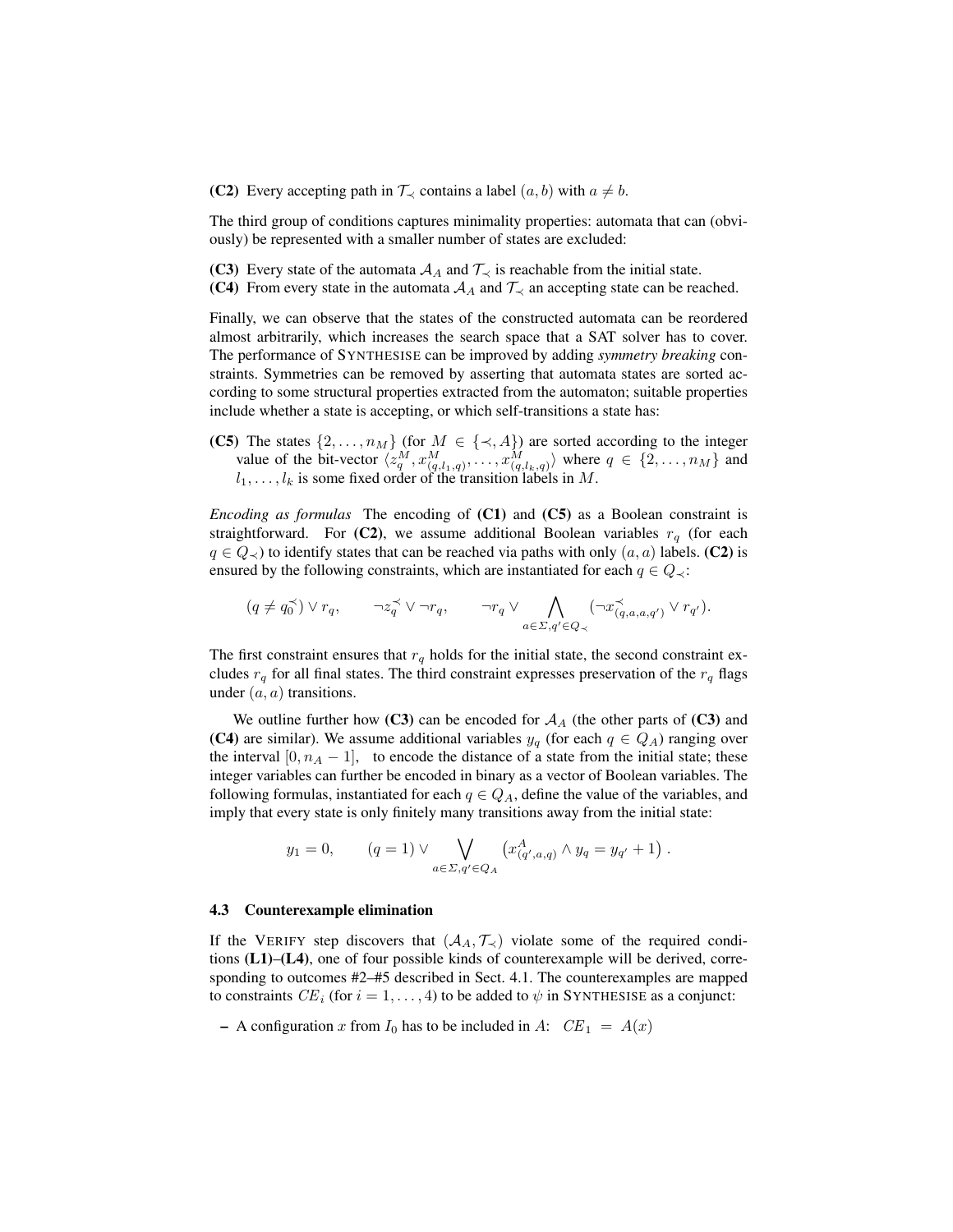**(C2)** Every accepting path in $\mathcal{T}_\prec$ contains a label $(a, b)$ with $a \neq b$.

The third group of conditions captures minimality properties: automata that can (obviously) be represented with a smaller number of states are excluded:

**(C3)** Every state of the automata $\mathcal{A}_A$ and $\mathcal{T}_\prec$ is reachable from the initial state.
**(C4)** From every state in the automata $\mathcal{A}_A$ and $\mathcal{T}_\prec$ an accepting state can be reached.

Finally, we can observe that the states of the constructed automata can be reordered almost arbitrarily, which increases the search space that a SAT solver has to cover. The performance of SYNTHESISE can be improved by adding *symmetry breaking* constraints. Symmetries can be removed by asserting that automata states are sorted according to some structural properties extracted from the automaton; suitable properties include whether a state is accepting, or which self-transitions a state has:

**(C5)** The states $\{2, \ldots, n_M\}$ (for $M \in \{\prec, A\}$) are sorted according to the integer value of the bit-vector $\langle z^M_q, x^M_{(q,l_1,q)}, \ldots, x^M_{(q,l_k,q)}\rangle$ where $q \in \{2, \ldots, n_M\}$ and $l_1, \ldots, l_k$ is some fixed order of the transition labels in $M$.

*Encoding as formulas* The encoding of **(C1)** and **(C5)** as a Boolean constraint is straightforward. For **(C2)**, we assume additional Boolean variables $r_q$ (for each $q \in Q_\prec$) to identify states that can be reached via paths with only $(a, a)$ labels. **(C2)** is ensured by the following constraints, which are instantiated for each $q \in Q_\prec$:

$$(q \neq q_0^\prec) \vee r_q, \qquad \neg z_q^\prec \vee \neg r_q, \qquad \neg r_q \vee \bigwedge_{a \in \Sigma, q' \in Q_\prec} (\neg x^\prec_{(q,a,a,q')} \vee r_{q'}).$$

The first constraint ensures that $r_q$ holds for the initial state, the second constraint excludes $r_q$ for all final states. The third constraint expresses preservation of the $r_q$ flags under $(a, a)$ transitions.

We outline further how **(C3)** can be encoded for $\mathcal{A}_A$ (the other parts of **(C3)** and **(C4)** are similar). We assume additional variables $y_q$ (for each $q \in Q_A$) ranging over the interval $[0, n_A - 1]$, to encode the distance of a state from the initial state; these integer variables can further be encoded in binary as a vector of Boolean variables. The following formulas, instantiated for each $q \in Q_A$, define the value of the variables, and imply that every state is only finitely many transitions away from the initial state:

$$y_1 = 0, \qquad (q = 1) \vee \bigvee_{a \in \Sigma, q' \in Q_A} \left( x^A_{(q',a,q)} \wedge y_q = y_{q'} + 1 \right).$$

### 4.3 Counterexample elimination

If the VERIFY step discovers that $(\mathcal{A}_A, \mathcal{T}_\prec)$ violate some of the required conditions **(L1)**–**(L4)**, one of four possible kinds of counterexample will be derived, corresponding to outcomes #2–#5 described in Sect. 4.1. The counterexamples are mapped to constraints $CE_i$ (for $i = 1, \ldots, 4$) to be added to $\psi$ in SYNTHESISE as a conjunct:

– A configuration $x$ from $I_0$ has to be included in $A$: $CE_1 = A(x)$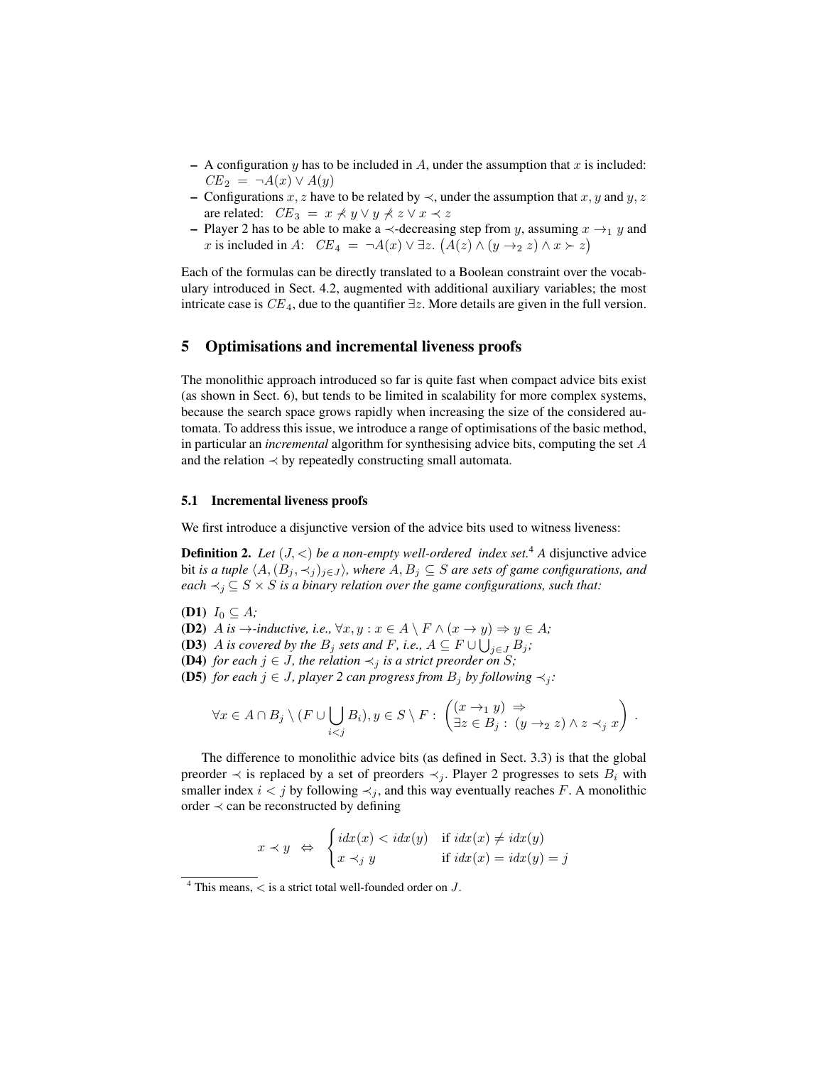- A configuration $y$ has to be included in $A$, under the assumption that $x$ is included: $CE_2 = \neg A(x) \vee A(y)$
- Configurations $x, z$ have to be related by $\prec$, under the assumption that $x, y$ and $y, z$ are related: $CE_3 = x \not\prec y \vee y \not\prec z \vee x \prec z$
- Player 2 has to be able to make a $\prec$-decreasing step from $y$, assuming $x \rightarrow_1 y$ and $x$ is included in $A$: $CE_4 = \neg A(x) \vee \exists z. \big(A(z) \wedge (y \rightarrow_2 z) \wedge x \succ z\big)$

Each of the formulas can be directly translated to a Boolean constraint over the vocabulary introduced in Sect. 4.2, augmented with additional auxiliary variables; the most intricate case is $CE_4$, due to the quantifier $\exists z$. More details are given in the full version.

## 5 Optimisations and incremental liveness proofs

The monolithic approach introduced so far is quite fast when compact advice bits exist (as shown in Sect. 6), but tends to be limited in scalability for more complex systems, because the search space grows rapidly when increasing the size of the considered automata. To address this issue, we introduce a range of optimisations of the basic method, in particular an *incremental* algorithm for synthesising advice bits, computing the set $A$ and the relation $\prec$ by repeatedly constructing small automata.

### 5.1 Incremental liveness proofs

We first introduce a disjunctive version of the advice bits used to witness liveness:

**Definition 2.** *Let $(J, <)$ be a non-empty well-ordered index set.*[4] *A* disjunctive advice bit *is a tuple $\langle A, (B_j, \prec_j)_{j \in J} \rangle$, where $A, B_j \subseteq S$ are sets of game configurations, and each $\prec_j \subseteq S \times S$ is a binary relation over the game configurations, such that:*

**(D1)** $I_0 \subseteq A$*;*
**(D2)** *$A$ is $\rightarrow$-inductive, i.e.,* $\forall x, y : x \in A \setminus F \wedge (x \rightarrow y) \Rightarrow y \in A$*;*
**(D3)** *$A$ is covered by the $B_j$ sets and $F$, i.e.,* $A \subseteq F \cup \bigcup_{j \in J} B_j$*;*
**(D4)** *for each $j \in J$, the relation $\prec_j$ is a strict preorder on $S$;*
**(D5)** *for each $j \in J$, player 2 can progress from $B_j$ by following $\prec_j$:*

$$\forall x \in A \cap B_j \setminus (F \cup \bigcup_{i<j} B_i), y \in S \setminus F : \begin{pmatrix} (x \rightarrow_1 y) \Rightarrow \\ \exists z \in B_j : (y \rightarrow_2 z) \wedge z \prec_j x \end{pmatrix} .$$

The difference to monolithic advice bits (as defined in Sect. 3.3) is that the global preorder $\prec$ is replaced by a set of preorders $\prec_j$. Player 2 progresses to sets $B_i$ with smaller index $i < j$ by following $\prec_j$, and this way eventually reaches $F$. A monolithic order $\prec$ can be reconstructed by defining

$$x \prec y \;\Leftrightarrow\; \begin{cases} idx(x) < idx(y) & \text{if } idx(x) \neq idx(y) \\ x \prec_j y & \text{if } idx(x) = idx(y) = j \end{cases}$$

[4] This means, $<$ is a strict total well-founded order on $J$.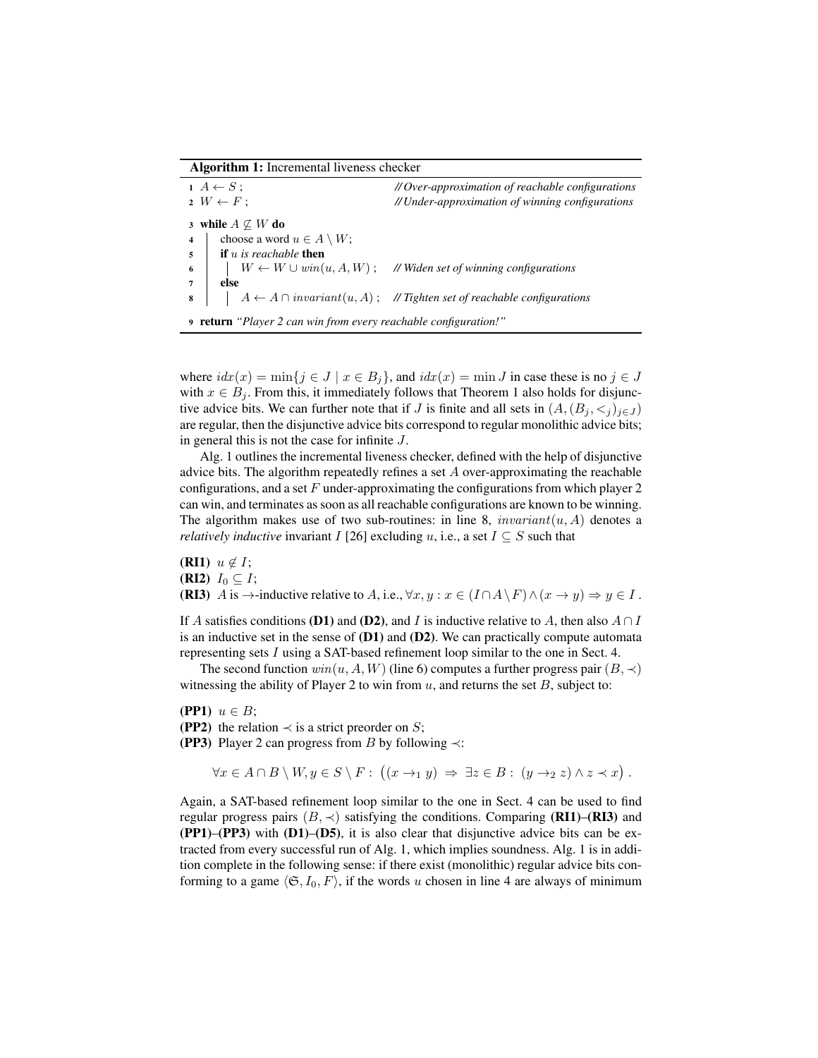**Algorithm 1:** Incremental liveness checker

```
1 A ← S ;                          // Over-approximation of reachable configurations
2 W ← F ;                          // Under-approximation of winning configurations
3 while A ⊈ W do
4 |   choose a word u ∈ A \ W;
5 |   if u is reachable then
6 |   |   W ← W ∪ win(u, A, W) ;    // Widen set of winning configurations
7 |   else
8 |   |   A ← A ∩ invariant(u, A) ; // Tighten set of reachable configurations
9 return "Player 2 can win from every reachable configuration!"
```

where $idx(x) = \min\{j \in J \mid x \in B_j\}$, and $idx(x) = \min J$ in case these is no $j \in J$ with $x \in B_j$. From this, it immediately follows that Theorem 1 also holds for disjunctive advice bits. We can further note that if $J$ is finite and all sets in $(A, (B_j, <_j)_{j\in J})$ are regular, then the disjunctive advice bits correspond to regular monolithic advice bits; in general this is not the case for infinite $J$.

Alg. 1 outlines the incremental liveness checker, defined with the help of disjunctive advice bits. The algorithm repeatedly refines a set $A$ over-approximating the reachable configurations, and a set $F$ under-approximating the configurations from which player 2 can win, and terminates as soon as all reachable configurations are known to be winning. The algorithm makes use of two sub-routines: in line 8, $invariant(u, A)$ denotes a *relatively inductive* invariant $I$ [26] excluding $u$, i.e., a set $I \subseteq S$ such that

**(RI1)** $u \notin I$;
**(RI2)** $I_0 \subseteq I$;
**(RI3)** $A$ is $\to$-inductive relative to $A$, i.e., $\forall x, y : x \in (I \cap A \setminus F) \wedge (x \to y) \Rightarrow y \in I$.

If $A$ satisfies conditions **(D1)** and **(D2)**, and $I$ is inductive relative to $A$, then also $A \cap I$ is an inductive set in the sense of **(D1)** and **(D2)**. We can practically compute automata representing sets $I$ using a SAT-based refinement loop similar to the one in Sect. 4.

The second function $win(u, A, W)$ (line 6) computes a further progress pair $(B, \prec)$ witnessing the ability of Player 2 to win from $u$, and returns the set $B$, subject to:

**(PP1)** $u \in B$;
**(PP2)** the relation $\prec$ is a strict preorder on $S$;
**(PP3)** Player 2 can progress from $B$ by following $\prec$:

$$\forall x \in A \cap B \setminus W, y \in S \setminus F : \left((x \to_1 y) \Rightarrow \exists z \in B : (y \to_2 z) \wedge z \prec x\right).$$

Again, a SAT-based refinement loop similar to the one in Sect. 4 can be used to find regular progress pairs $(B, \prec)$ satisfying the conditions. Comparing **(RI1)–(RI3)** and **(PP1)–(PP3)** with **(D1)–(D5)**, it is also clear that disjunctive advice bits can be extracted from every successful run of Alg. 1, which implies soundness. Alg. 1 is in addition complete in the following sense: if there exist (monolithic) regular advice bits conforming to a game $\langle \mathfrak{S}, I_0, F\rangle$, if the words $u$ chosen in line 4 are always of minimum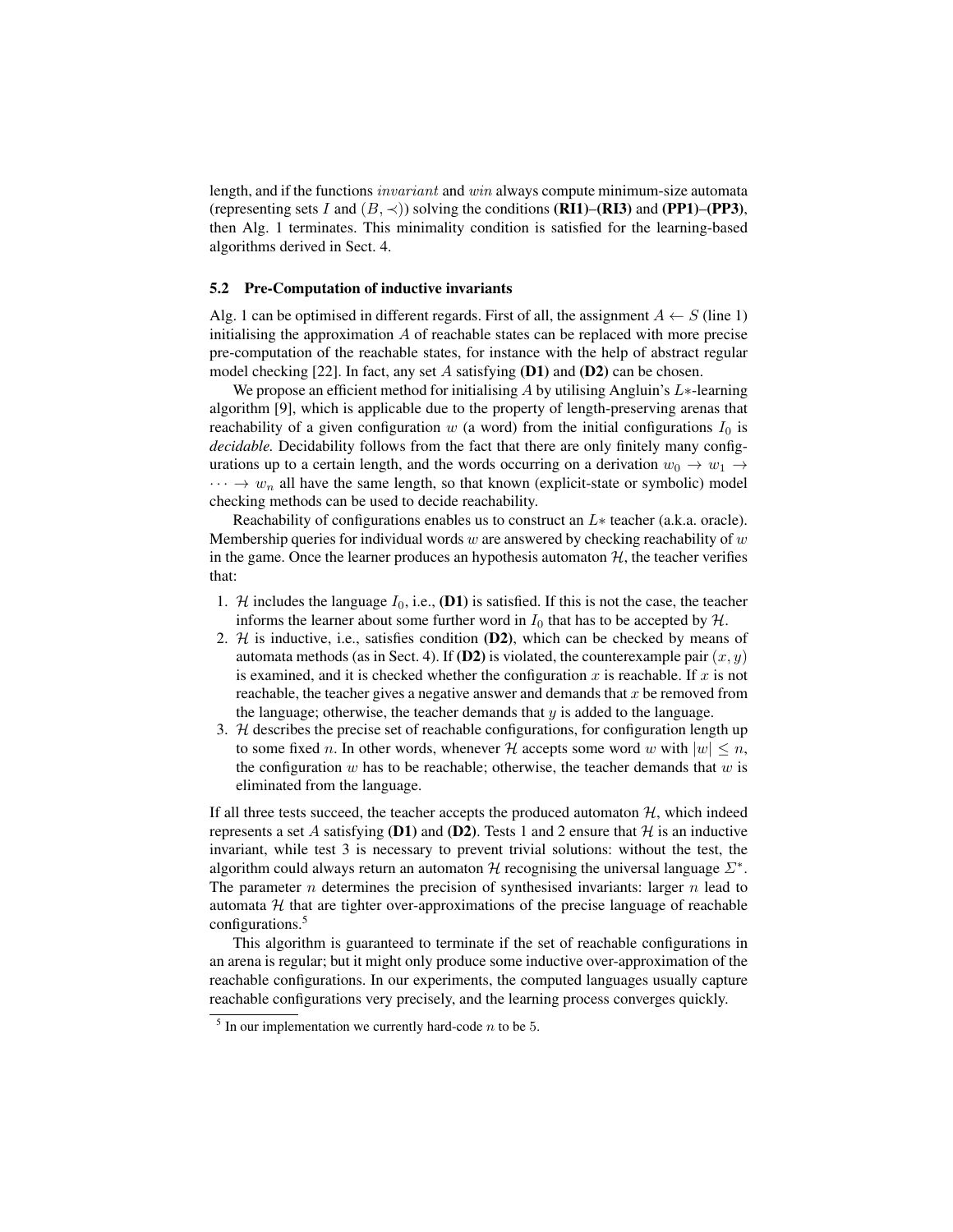length, and if the functions *invariant* and *win* always compute minimum-size automata (representing sets $I$ and $(B, \prec)$) solving the conditions **(RI1)**–**(RI3)** and **(PP1)**–**(PP3)**, then Alg. 1 terminates. This minimality condition is satisfied for the learning-based algorithms derived in Sect. 4.

### 5.2 Pre-Computation of inductive invariants

Alg. 1 can be optimised in different regards. First of all, the assignment $A \leftarrow S$ (line 1) initialising the approximation $A$ of reachable states can be replaced with more precise pre-computation of the reachable states, for instance with the help of abstract regular model checking [22]. In fact, any set $A$ satisfying **(D1)** and **(D2)** can be chosen.

We propose an efficient method for initialising $A$ by utilising Angluin's $L*$-learning algorithm [9], which is applicable due to the property of length-preserving arenas that reachability of a given configuration $w$ (a word) from the initial configurations $I_0$ is *decidable*. Decidability follows from the fact that there are only finitely many configurations up to a certain length, and the words occurring on a derivation $w_0 \to w_1 \to \cdots \to w_n$ all have the same length, so that known (explicit-state or symbolic) model checking methods can be used to decide reachability.

Reachability of configurations enables us to construct an $L*$ teacher (a.k.a. oracle). Membership queries for individual words $w$ are answered by checking reachability of $w$ in the game. Once the learner produces an hypothesis automaton $\mathcal{H}$, the teacher verifies that:

1. $\mathcal{H}$ includes the language $I_0$, i.e., **(D1)** is satisfied. If this is not the case, the teacher informs the learner about some further word in $I_0$ that has to be accepted by $\mathcal{H}$.
2. $\mathcal{H}$ is inductive, i.e., satisfies condition **(D2)**, which can be checked by means of automata methods (as in Sect. 4). If **(D2)** is violated, the counterexample pair $(x, y)$ is examined, and it is checked whether the configuration $x$ is reachable. If $x$ is not reachable, the teacher gives a negative answer and demands that $x$ be removed from the language; otherwise, the teacher demands that $y$ is added to the language.
3. $\mathcal{H}$ describes the precise set of reachable configurations, for configuration length up to some fixed $n$. In other words, whenever $\mathcal{H}$ accepts some word $w$ with $|w| \leq n$, the configuration $w$ has to be reachable; otherwise, the teacher demands that $w$ is eliminated from the language.

If all three tests succeed, the teacher accepts the produced automaton $\mathcal{H}$, which indeed represents a set $A$ satisfying **(D1)** and **(D2)**. Tests 1 and 2 ensure that $\mathcal{H}$ is an inductive invariant, while test 3 is necessary to prevent trivial solutions: without the test, the algorithm could always return an automaton $\mathcal{H}$ recognising the universal language $\Sigma^*$. The parameter $n$ determines the precision of synthesised invariants: larger $n$ lead to automata $\mathcal{H}$ that are tighter over-approximations of the precise language of reachable configurations.[5]

This algorithm is guaranteed to terminate if the set of reachable configurations in an arena is regular; but it might only produce some inductive over-approximation of the reachable configurations. In our experiments, the computed languages usually capture reachable configurations very precisely, and the learning process converges quickly.

[5] In our implementation we currently hard-code $n$ to be 5.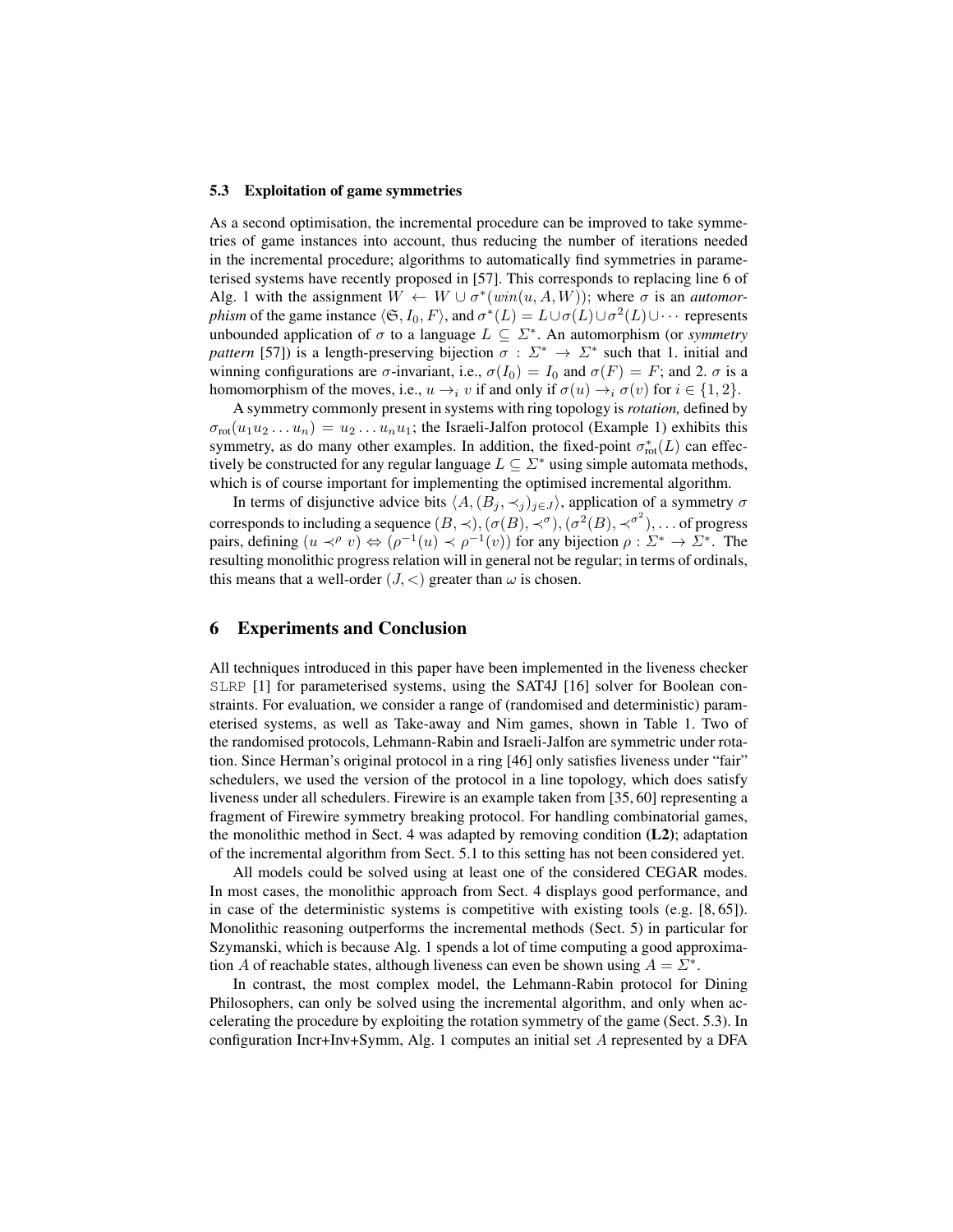### 5.3 Exploitation of game symmetries

As a second optimisation, the incremental procedure can be improved to take symmetries of game instances into account, thus reducing the number of iterations needed in the incremental procedure; algorithms to automatically find symmetries in parameterised systems have recently proposed in [57]. This corresponds to replacing line 6 of Alg. 1 with the assignment $W \leftarrow W \cup \sigma^*(win(u, A, W))$; where $\sigma$ is an *automorphism* of the game instance $\langle \mathfrak{G}, I_0, F \rangle$, and $\sigma^*(L) = L \cup \sigma(L) \cup \sigma^2(L) \cup \cdots$ represents unbounded application of $\sigma$ to a language $L \subseteq \Sigma^*$. An automorphism (or *symmetry pattern* [57]) is a length-preserving bijection $\sigma : \Sigma^* \to \Sigma^*$ such that 1. initial and winning configurations are $\sigma$-invariant, i.e., $\sigma(I_0) = I_0$ and $\sigma(F) = F$; and 2. $\sigma$ is a homomorphism of the moves, i.e., $u \to_i v$ if and only if $\sigma(u) \to_i \sigma(v)$ for $i \in \{1, 2\}$.

A symmetry commonly present in systems with ring topology is *rotation,* defined by $\sigma_{\text{rot}}(u_1 u_2 \ldots u_n) = u_2 \ldots u_n u_1$; the Israeli-Jalfon protocol (Example 1) exhibits this symmetry, as do many other examples. In addition, the fixed-point $\sigma^*_{\text{rot}}(L)$ can effectively be constructed for any regular language $L \subseteq \Sigma^*$ using simple automata methods, which is of course important for implementing the optimised incremental algorithm.

In terms of disjunctive advice bits $\langle A, (B_j, \prec_j)_{j \in J} \rangle$, application of a symmetry $\sigma$ corresponds to including a sequence $(B, \prec), (\sigma(B), \prec^{\sigma}), (\sigma^2(B), \prec^{\sigma^2}), \ldots$ of progress pairs, defining $(u \prec^{\rho} v) \Leftrightarrow (\rho^{-1}(u) \prec \rho^{-1}(v))$ for any bijection $\rho : \Sigma^* \to \Sigma^*$. The resulting monolithic progress relation will in general not be regular; in terms of ordinals, this means that a well-order $(J, <)$ greater than $\omega$ is chosen.

## 6 Experiments and Conclusion

All techniques introduced in this paper have been implemented in the liveness checker SLRP [1] for parameterised systems, using the SAT4J [16] solver for Boolean constraints. For evaluation, we consider a range of (randomised and deterministic) parameterised systems, as well as Take-away and Nim games, shown in Table 1. Two of the randomised protocols, Lehmann-Rabin and Israeli-Jalfon are symmetric under rotation. Since Herman's original protocol in a ring [46] only satisfies liveness under "fair" schedulers, we used the version of the protocol in a line topology, which does satisfy liveness under all schedulers. Firewire is an example taken from [35, 60] representing a fragment of Firewire symmetry breaking protocol. For handling combinatorial games, the monolithic method in Sect. 4 was adapted by removing condition **(L2)**; adaptation of the incremental algorithm from Sect. 5.1 to this setting has not been considered yet.

All models could be solved using at least one of the considered CEGAR modes. In most cases, the monolithic approach from Sect. 4 displays good performance, and in case of the deterministic systems is competitive with existing tools (e.g. [8, 65]). Monolithic reasoning outperforms the incremental methods (Sect. 5) in particular for Szymanski, which is because Alg. 1 spends a lot of time computing a good approximation $A$ of reachable states, although liveness can even be shown using $A = \Sigma^*$.

In contrast, the most complex model, the Lehmann-Rabin protocol for Dining Philosophers, can only be solved using the incremental algorithm, and only when accelerating the procedure by exploiting the rotation symmetry of the game (Sect. 5.3). In configuration Incr+Inv+Symm, Alg. 1 computes an initial set $A$ represented by a DFA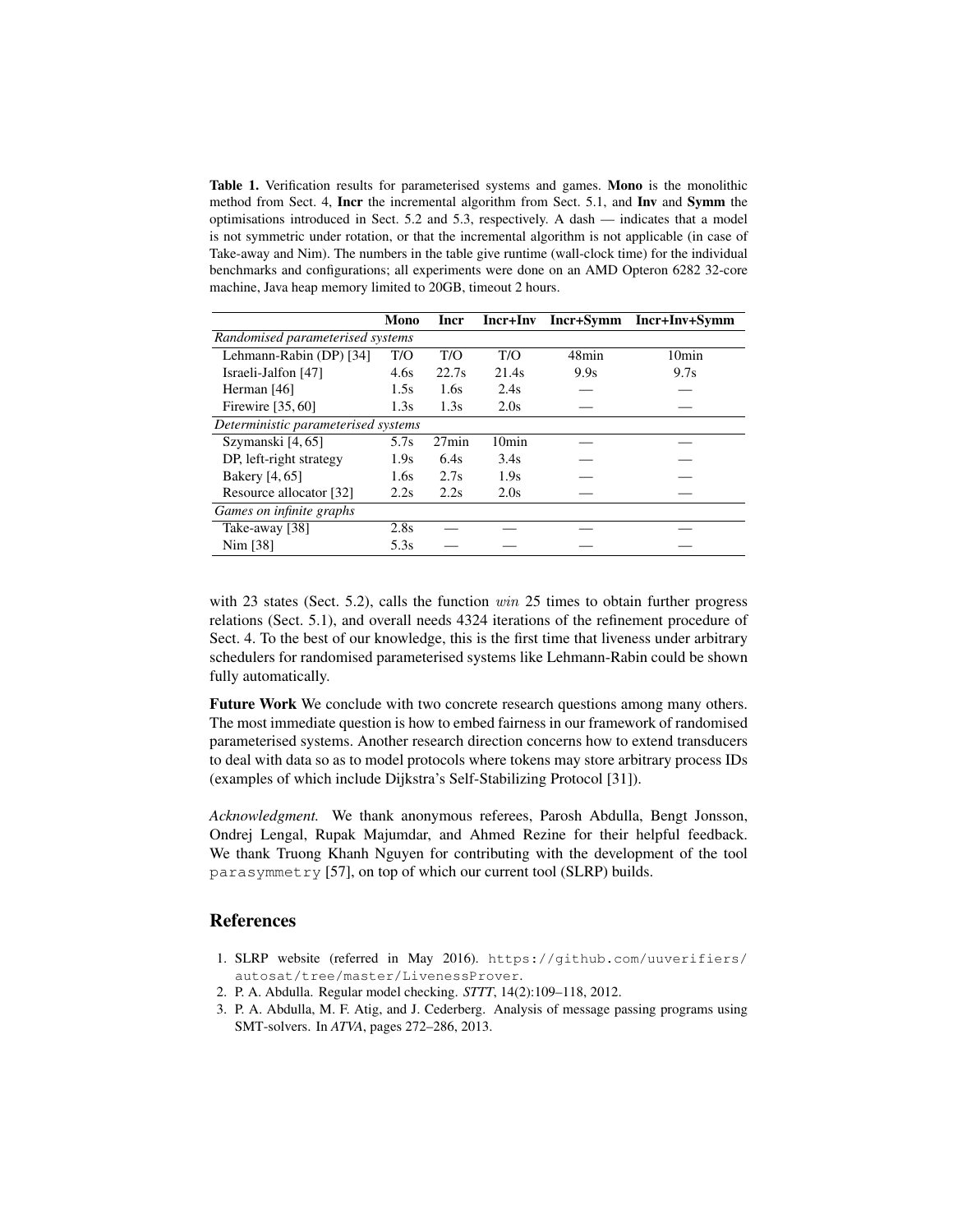**Table 1.** Verification results for parameterised systems and games. **Mono** is the monolithic method from Sect. 4, **Incr** the incremental algorithm from Sect. 5.1, and **Inv** and **Symm** the optimisations introduced in Sect. 5.2 and 5.3, respectively. A dash — indicates that a model is not symmetric under rotation, or that the incremental algorithm is not applicable (in case of Take-away and Nim). The numbers in the table give runtime (wall-clock time) for the individual benchmarks and configurations; all experiments were done on an AMD Opteron 6282 32-core machine, Java heap memory limited to 20GB, timeout 2 hours.

| | **Mono** | **Incr** | **Incr+Inv** | **Incr+Symm** | **Incr+Inv+Symm** |
|---|---|---|---|---|---|
| *Randomised parameterised systems* | | | | | |
| Lehmann-Rabin (DP) [34] | T/O | T/O | T/O | 48min | 10min |
| Israeli-Jalfon [47] | 4.6s | 22.7s | 21.4s | 9.9s | 9.7s |
| Herman [46] | 1.5s | 1.6s | 2.4s | — | — |
| Firewire [35, 60] | 1.3s | 1.3s | 2.0s | — | — |
| *Deterministic parameterised systems* | | | | | |
| Szymanski [4, 65] | 5.7s | 27min | 10min | — | — |
| DP, left-right strategy | 1.9s | 6.4s | 3.4s | — | — |
| Bakery [4, 65] | 1.6s | 2.7s | 1.9s | — | — |
| Resource allocator [32] | 2.2s | 2.2s | 2.0s | — | — |
| *Games on infinite graphs* | | | | | |
| Take-away [38] | 2.8s | — | — | — | — |
| Nim [38] | 5.3s | — | — | — | — |

with 23 states (Sect. 5.2), calls the function $win$ 25 times to obtain further progress relations (Sect. 5.1), and overall needs 4324 iterations of the refinement procedure of Sect. 4. To the best of our knowledge, this is the first time that liveness under arbitrary schedulers for randomised parameterised systems like Lehmann-Rabin could be shown fully automatically.

**Future Work** We conclude with two concrete research questions among many others. The most immediate question is how to embed fairness in our framework of randomised parameterised systems. Another research direction concerns how to extend transducers to deal with data so as to model protocols where tokens may store arbitrary process IDs (examples of which include Dijkstra's Self-Stabilizing Protocol [31]).

*Acknowledgment.* We thank anonymous referees, Parosh Abdulla, Bengt Jonsson, Ondrej Lengal, Rupak Majumdar, and Ahmed Rezine for their helpful feedback. We thank Truong Khanh Nguyen for contributing with the development of the tool `parasymmetry` [57], on top of which our current tool (SLRP) builds.

## References

1. SLRP website (referred in May 2016). `https://github.com/uuverifiers/autosat/tree/master/LivenessProver`.
2. P. A. Abdulla. Regular model checking. *STTT*, 14(2):109–118, 2012.
3. P. A. Abdulla, M. F. Atig, and J. Cederberg. Analysis of message passing programs using SMT-solvers. In *ATVA*, pages 272–286, 2013.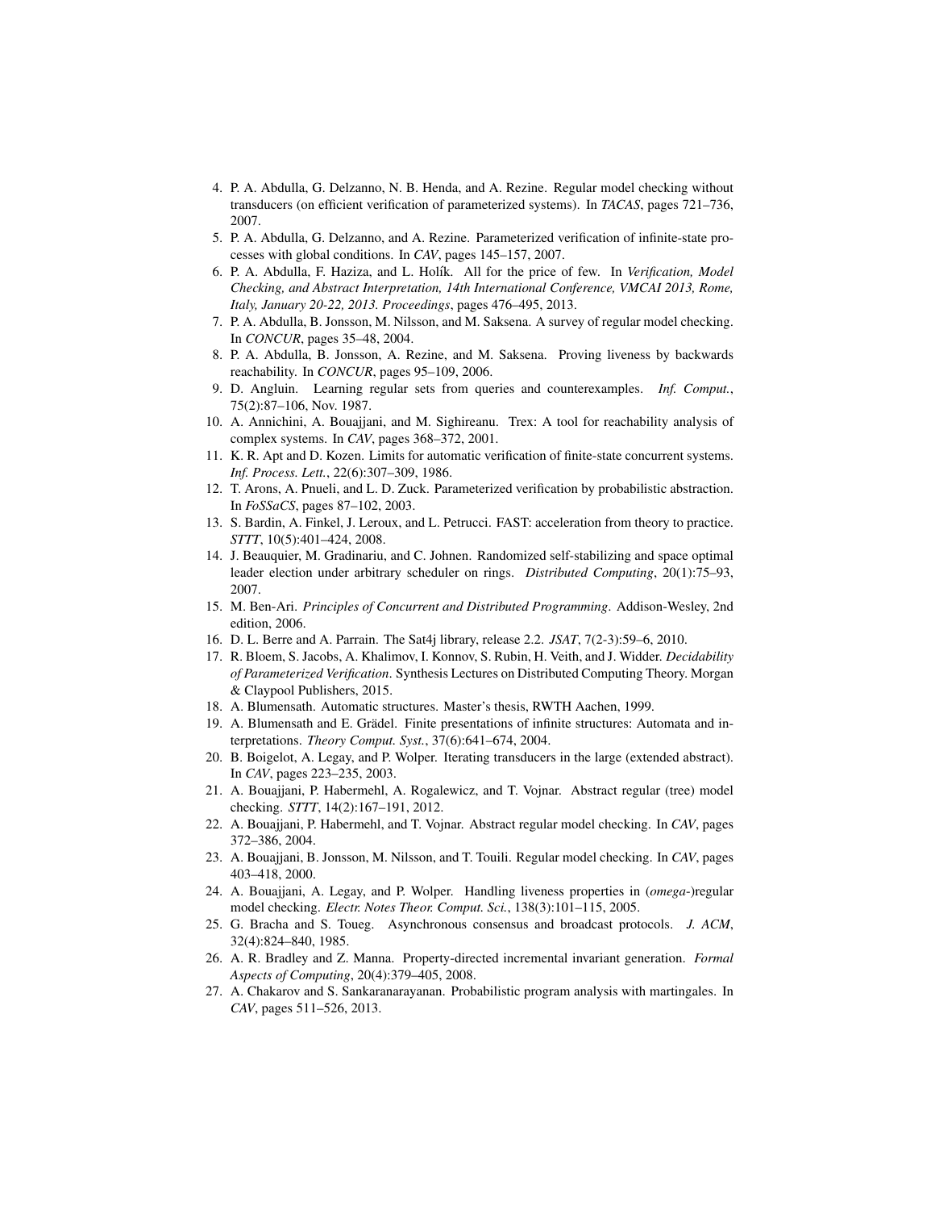4. P. A. Abdulla, G. Delzanno, N. B. Henda, and A. Rezine. Regular model checking without transducers (on efficient verification of parameterized systems). In *TACAS*, pages 721–736, 2007.
5. P. A. Abdulla, G. Delzanno, and A. Rezine. Parameterized verification of infinite-state processes with global conditions. In *CAV*, pages 145–157, 2007.
6. P. A. Abdulla, F. Haziza, and L. Holík. All for the price of few. In *Verification, Model Checking, and Abstract Interpretation, 14th International Conference, VMCAI 2013, Rome, Italy, January 20-22, 2013. Proceedings*, pages 476–495, 2013.
7. P. A. Abdulla, B. Jonsson, M. Nilsson, and M. Saksena. A survey of regular model checking. In *CONCUR*, pages 35–48, 2004.
8. P. A. Abdulla, B. Jonsson, A. Rezine, and M. Saksena. Proving liveness by backwards reachability. In *CONCUR*, pages 95–109, 2006.
9. D. Angluin. Learning regular sets from queries and counterexamples. *Inf. Comput.*, 75(2):87–106, Nov. 1987.
10. A. Annichini, A. Bouajjani, and M. Sighireanu. Trex: A tool for reachability analysis of complex systems. In *CAV*, pages 368–372, 2001.
11. K. R. Apt and D. Kozen. Limits for automatic verification of finite-state concurrent systems. *Inf. Process. Lett.*, 22(6):307–309, 1986.
12. T. Arons, A. Pnueli, and L. D. Zuck. Parameterized verification by probabilistic abstraction. In *FoSSaCS*, pages 87–102, 2003.
13. S. Bardin, A. Finkel, J. Leroux, and L. Petrucci. FAST: acceleration from theory to practice. *STTT*, 10(5):401–424, 2008.
14. J. Beauquier, M. Gradinariu, and C. Johnen. Randomized self-stabilizing and space optimal leader election under arbitrary scheduler on rings. *Distributed Computing*, 20(1):75–93, 2007.
15. M. Ben-Ari. *Principles of Concurrent and Distributed Programming*. Addison-Wesley, 2nd edition, 2006.
16. D. L. Berre and A. Parrain. The Sat4j library, release 2.2. *JSAT*, 7(2-3):59–6, 2010.
17. R. Bloem, S. Jacobs, A. Khalimov, I. Konnov, S. Rubin, H. Veith, and J. Widder. *Decidability of Parameterized Verification*. Synthesis Lectures on Distributed Computing Theory. Morgan & Claypool Publishers, 2015.
18. A. Blumensath. Automatic structures. Master's thesis, RWTH Aachen, 1999.
19. A. Blumensath and E. Grädel. Finite presentations of infinite structures: Automata and interpretations. *Theory Comput. Syst.*, 37(6):641–674, 2004.
20. B. Boigelot, A. Legay, and P. Wolper. Iterating transducers in the large (extended abstract). In *CAV*, pages 223–235, 2003.
21. A. Bouajjani, P. Habermehl, A. Rogalewicz, and T. Vojnar. Abstract regular (tree) model checking. *STTT*, 14(2):167–191, 2012.
22. A. Bouajjani, P. Habermehl, and T. Vojnar. Abstract regular model checking. In *CAV*, pages 372–386, 2004.
23. A. Bouajjani, B. Jonsson, M. Nilsson, and T. Touili. Regular model checking. In *CAV*, pages 403–418, 2000.
24. A. Bouajjani, A. Legay, and P. Wolper. Handling liveness properties in (*omega*-)regular model checking. *Electr. Notes Theor. Comput. Sci.*, 138(3):101–115, 2005.
25. G. Bracha and S. Toueg. Asynchronous consensus and broadcast protocols. *J. ACM*, 32(4):824–840, 1985.
26. A. R. Bradley and Z. Manna. Property-directed incremental invariant generation. *Formal Aspects of Computing*, 20(4):379–405, 2008.
27. A. Chakarov and S. Sankaranarayanan. Probabilistic program analysis with martingales. In *CAV*, pages 511–526, 2013.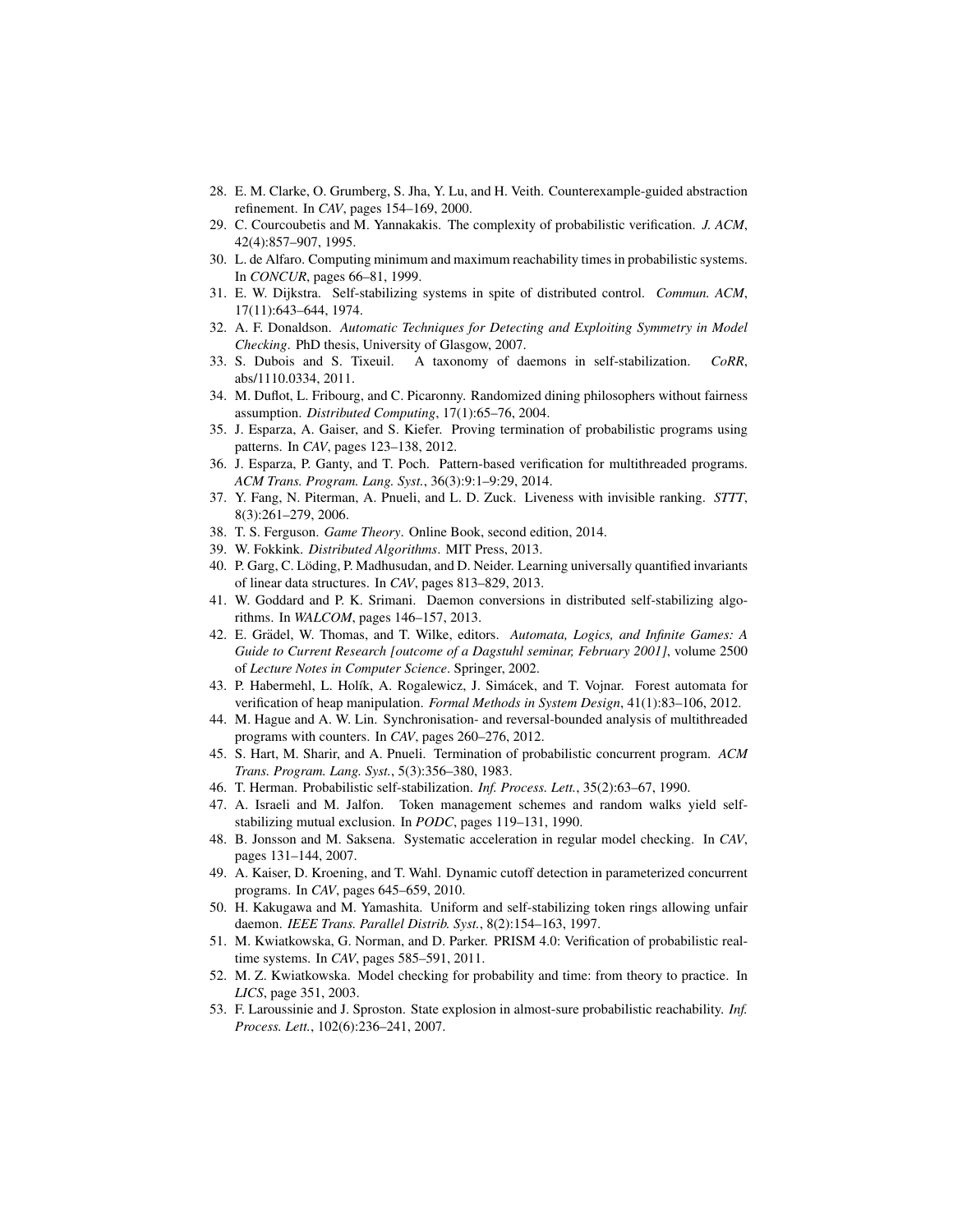28. E. M. Clarke, O. Grumberg, S. Jha, Y. Lu, and H. Veith. Counterexample-guided abstraction refinement. In *CAV*, pages 154–169, 2000.
29. C. Courcoubetis and M. Yannakakis. The complexity of probabilistic verification. *J. ACM*, 42(4):857–907, 1995.
30. L. de Alfaro. Computing minimum and maximum reachability times in probabilistic systems. In *CONCUR*, pages 66–81, 1999.
31. E. W. Dijkstra. Self-stabilizing systems in spite of distributed control. *Commun. ACM*, 17(11):643–644, 1974.
32. A. F. Donaldson. *Automatic Techniques for Detecting and Exploiting Symmetry in Model Checking*. PhD thesis, University of Glasgow, 2007.
33. S. Dubois and S. Tixeuil. A taxonomy of daemons in self-stabilization. *CoRR*, abs/1110.0334, 2011.
34. M. Duflot, L. Fribourg, and C. Picaronny. Randomized dining philosophers without fairness assumption. *Distributed Computing*, 17(1):65–76, 2004.
35. J. Esparza, A. Gaiser, and S. Kiefer. Proving termination of probabilistic programs using patterns. In *CAV*, pages 123–138, 2012.
36. J. Esparza, P. Ganty, and T. Poch. Pattern-based verification for multithreaded programs. *ACM Trans. Program. Lang. Syst.*, 36(3):9:1–9:29, 2014.
37. Y. Fang, N. Piterman, A. Pnueli, and L. D. Zuck. Liveness with invisible ranking. *STTT*, 8(3):261–279, 2006.
38. T. S. Ferguson. *Game Theory*. Online Book, second edition, 2014.
39. W. Fokkink. *Distributed Algorithms*. MIT Press, 2013.
40. P. Garg, C. Löding, P. Madhusudan, and D. Neider. Learning universally quantified invariants of linear data structures. In *CAV*, pages 813–829, 2013.
41. W. Goddard and P. K. Srimani. Daemon conversions in distributed self-stabilizing algorithms. In *WALCOM*, pages 146–157, 2013.
42. E. Grädel, W. Thomas, and T. Wilke, editors. *Automata, Logics, and Infinite Games: A Guide to Current Research [outcome of a Dagstuhl seminar, February 2001]*, volume 2500 of *Lecture Notes in Computer Science*. Springer, 2002.
43. P. Habermehl, L. Holík, A. Rogalewicz, J. Simácek, and T. Vojnar. Forest automata for verification of heap manipulation. *Formal Methods in System Design*, 41(1):83–106, 2012.
44. M. Hague and A. W. Lin. Synchronisation- and reversal-bounded analysis of multithreaded programs with counters. In *CAV*, pages 260–276, 2012.
45. S. Hart, M. Sharir, and A. Pnueli. Termination of probabilistic concurrent program. *ACM Trans. Program. Lang. Syst.*, 5(3):356–380, 1983.
46. T. Herman. Probabilistic self-stabilization. *Inf. Process. Lett.*, 35(2):63–67, 1990.
47. A. Israeli and M. Jalfon. Token management schemes and random walks yield self-stabilizing mutual exclusion. In *PODC*, pages 119–131, 1990.
48. B. Jonsson and M. Saksena. Systematic acceleration in regular model checking. In *CAV*, pages 131–144, 2007.
49. A. Kaiser, D. Kroening, and T. Wahl. Dynamic cutoff detection in parameterized concurrent programs. In *CAV*, pages 645–659, 2010.
50. H. Kakugawa and M. Yamashita. Uniform and self-stabilizing token rings allowing unfair daemon. *IEEE Trans. Parallel Distrib. Syst.*, 8(2):154–163, 1997.
51. M. Kwiatkowska, G. Norman, and D. Parker. PRISM 4.0: Verification of probabilistic real-time systems. In *CAV*, pages 585–591, 2011.
52. M. Z. Kwiatkowska. Model checking for probability and time: from theory to practice. In *LICS*, page 351, 2003.
53. F. Laroussinie and J. Sproston. State explosion in almost-sure probabilistic reachability. *Inf. Process. Lett.*, 102(6):236–241, 2007.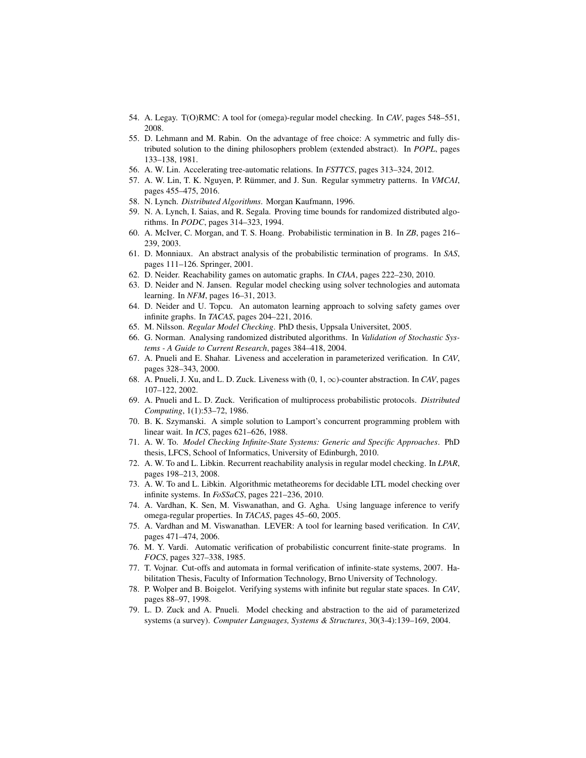54. A. Legay. T(O)RMC: A tool for (omega)-regular model checking. In *CAV*, pages 548–551, 2008.
55. D. Lehmann and M. Rabin. On the advantage of free choice: A symmetric and fully distributed solution to the dining philosophers problem (extended abstract). In *POPL*, pages 133–138, 1981.
56. A. W. Lin. Accelerating tree-automatic relations. In *FSTTCS*, pages 313–324, 2012.
57. A. W. Lin, T. K. Nguyen, P. Rümmer, and J. Sun. Regular symmetry patterns. In *VMCAI*, pages 455–475, 2016.
58. N. Lynch. *Distributed Algorithms*. Morgan Kaufmann, 1996.
59. N. A. Lynch, I. Saias, and R. Segala. Proving time bounds for randomized distributed algorithms. In *PODC*, pages 314–323, 1994.
60. A. McIver, C. Morgan, and T. S. Hoang. Probabilistic termination in B. In *ZB*, pages 216–239, 2003.
61. D. Monniaux. An abstract analysis of the probabilistic termination of programs. In *SAS*, pages 111–126. Springer, 2001.
62. D. Neider. Reachability games on automatic graphs. In *CIAA*, pages 222–230, 2010.
63. D. Neider and N. Jansen. Regular model checking using solver technologies and automata learning. In *NFM*, pages 16–31, 2013.
64. D. Neider and U. Topcu. An automaton learning approach to solving safety games over infinite graphs. In *TACAS*, pages 204–221, 2016.
65. M. Nilsson. *Regular Model Checking*. PhD thesis, Uppsala Universitet, 2005.
66. G. Norman. Analysing randomized distributed algorithms. In *Validation of Stochastic Systems - A Guide to Current Research*, pages 384–418, 2004.
67. A. Pnueli and E. Shahar. Liveness and acceleration in parameterized verification. In *CAV*, pages 328–343, 2000.
68. A. Pnueli, J. Xu, and L. D. Zuck. Liveness with $(0, 1, \infty)$-counter abstraction. In *CAV*, pages 107–122, 2002.
69. A. Pnueli and L. D. Zuck. Verification of multiprocess probabilistic protocols. *Distributed Computing*, 1(1):53–72, 1986.
70. B. K. Szymanski. A simple solution to Lamport's concurrent programming problem with linear wait. In *ICS*, pages 621–626, 1988.
71. A. W. To. *Model Checking Infinite-State Systems: Generic and Specific Approaches*. PhD thesis, LFCS, School of Informatics, University of Edinburgh, 2010.
72. A. W. To and L. Libkin. Recurrent reachability analysis in regular model checking. In *LPAR*, pages 198–213, 2008.
73. A. W. To and L. Libkin. Algorithmic metatheorems for decidable LTL model checking over infinite systems. In *FoSSaCS*, pages 221–236, 2010.
74. A. Vardhan, K. Sen, M. Viswanathan, and G. Agha. Using language inference to verify omega-regular properties. In *TACAS*, pages 45–60, 2005.
75. A. Vardhan and M. Viswanathan. LEVER: A tool for learning based verification. In *CAV*, pages 471–474, 2006.
76. M. Y. Vardi. Automatic verification of probabilistic concurrent finite-state programs. In *FOCS*, pages 327–338, 1985.
77. T. Vojnar. Cut-offs and automata in formal verification of infinite-state systems, 2007. Habilitation Thesis, Faculty of Information Technology, Brno University of Technology.
78. P. Wolper and B. Boigelot. Verifying systems with infinite but regular state spaces. In *CAV*, pages 88–97, 1998.
79. L. D. Zuck and A. Pnueli. Model checking and abstraction to the aid of parameterized systems (a survey). *Computer Languages, Systems & Structures*, 30(3-4):139–169, 2004.